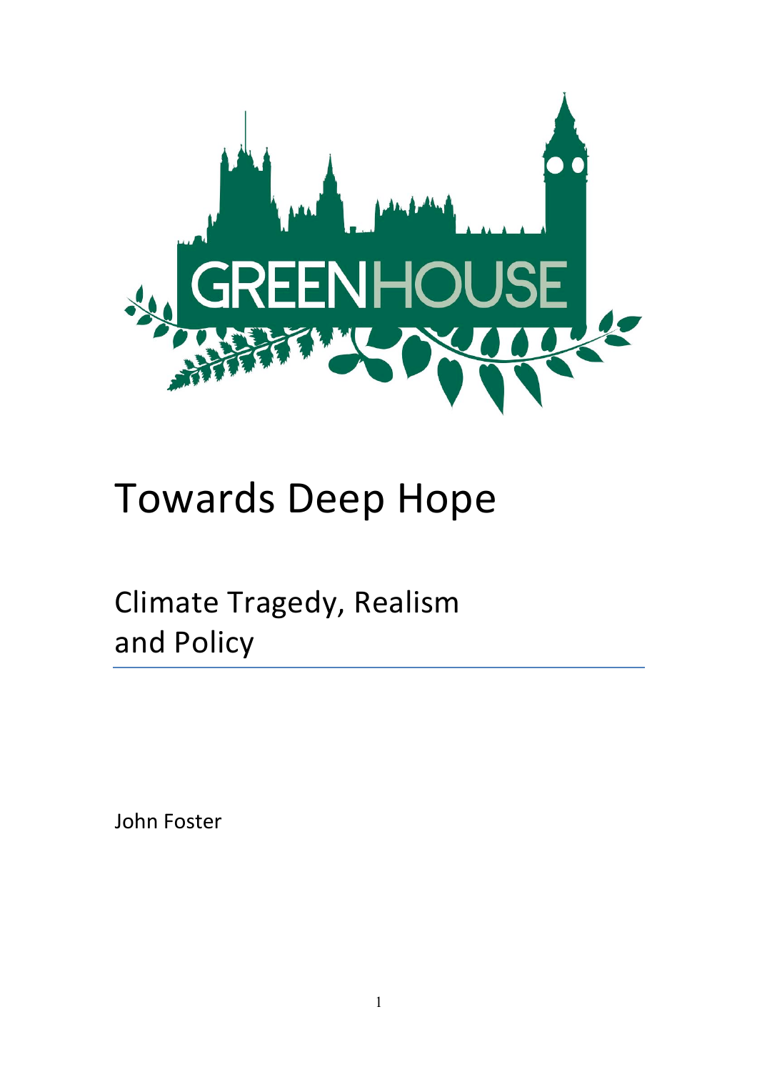GREENHOUSE

# Towards Deep Hope

## Climate Tragedy, Realism and Policy

John Foster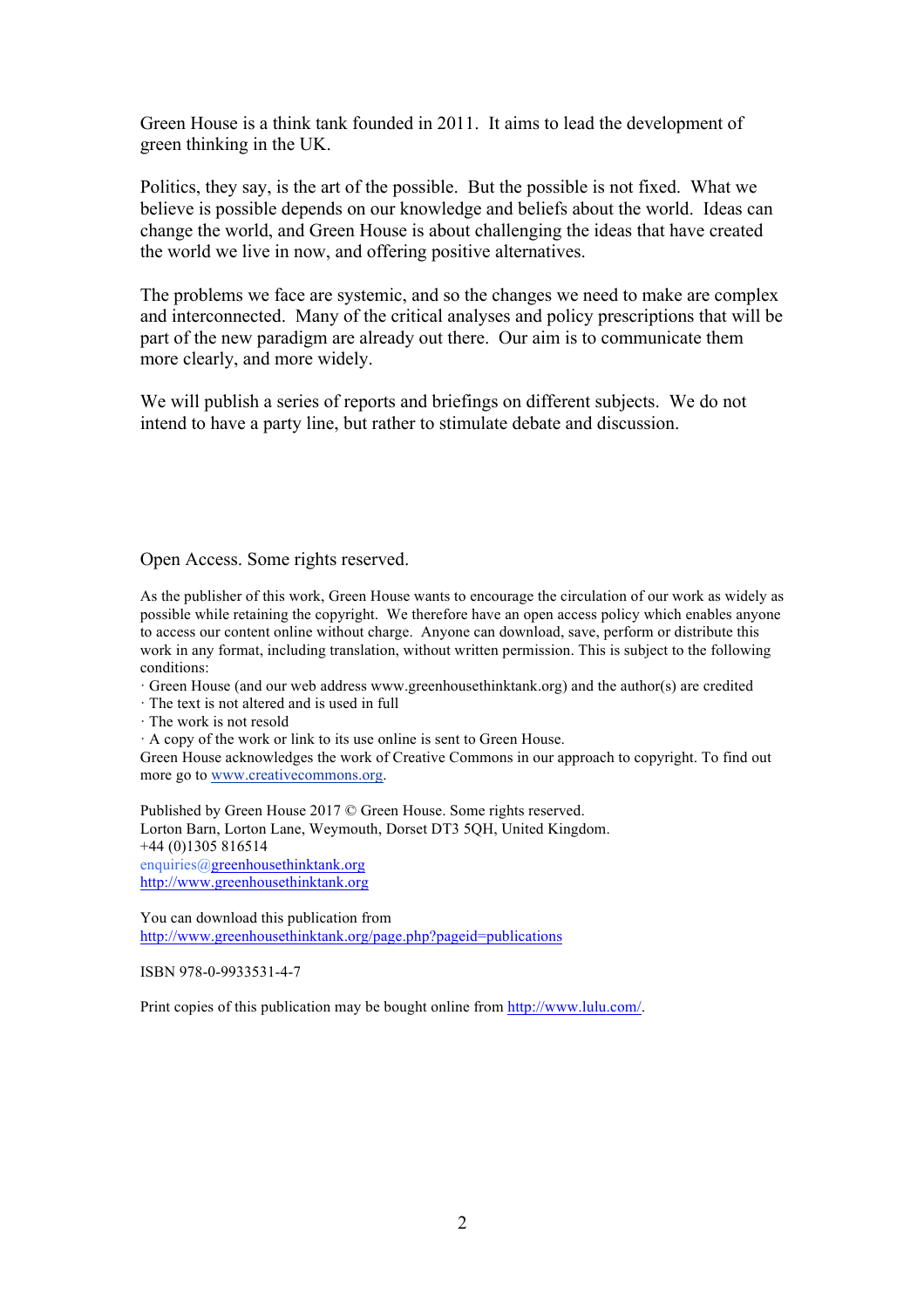Green House is a think tank founded in 2011. It aims to lead the development of green thinking in the UK.

Politics, they say, is the art of the possible. But the possible is not fixed. What we believe is possible depends on our knowledge and beliefs about the world. Ideas can change the world, and Green House is about challenging the ideas that have created the world we live in now, and offering positive alternatives.

The problems we face are systemic, and so the changes we need to make are complex and interconnected. Many of the critical analyses and policy prescriptions that will be part of the new paradigm are already out there. Our aim is to communicate them more clearly, and more widely.

We will publish a series of reports and briefings on different subjects. We do not intend to have a party line, but rather to stimulate debate and discussion.

Open Access. Some rights reserved.

As the publisher of this work, Green House wants to encourage the circulation of our work as widely as possible while retaining the copyright. We therefore have an open access policy which enables anyone to access our content online without charge. Anyone can download, save, perform or distribute this work in any format, including translation, without written permission. This is subject to the following conditions:

· Green House (and our web address www.greenhousethinktank.org) and the author(s) are credited
· The text is not altered and is used in full
· The work is not resold
· A copy of the work or link to its use online is sent to Green House.

Green House acknowledges the work of Creative Commons in our approach to copyright. To find out more go to www.creativecommons.org.

Published by Green House 2017 © Green House. Some rights reserved.
Lorton Barn, Lorton Lane, Weymouth, Dorset DT3 5QH, United Kingdom.
+44 (0)1305 816514
enquiries@greenhousethinktank.org
http://www.greenhousethinktank.org

You can download this publication from
http://www.greenhousethinktank.org/page.php?pageid=publications

ISBN 978-0-9933531-4-7

Print copies of this publication may be bought online from http://www.lulu.com/.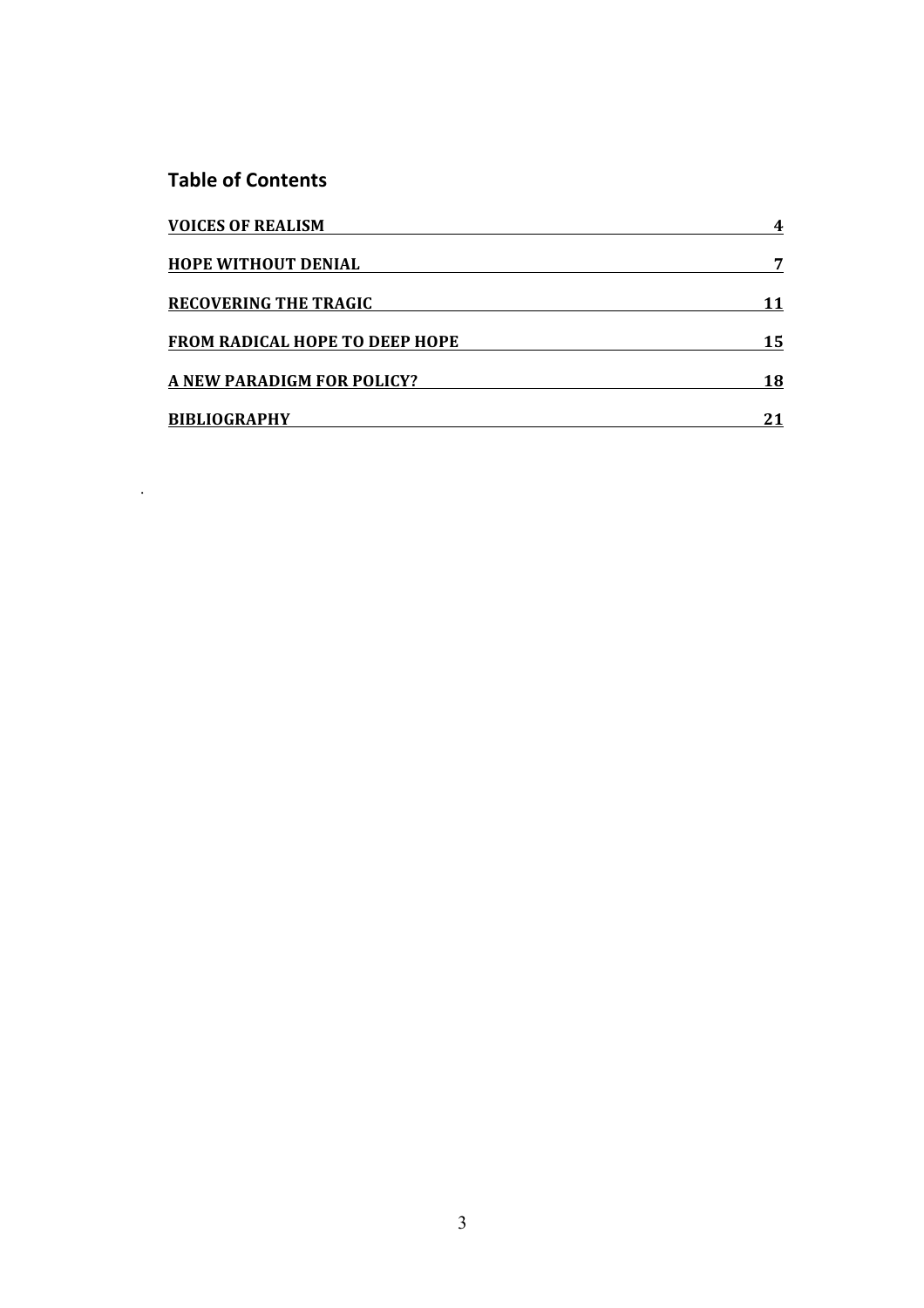## Table of Contents

| | |
|---|---|
| **VOICES OF REALISM** | **4** |
| **HOPE WITHOUT DENIAL** | **7** |
| **RECOVERING THE TRAGIC** | **11** |
| **FROM RADICAL HOPE TO DEEP HOPE** | **15** |
| **A NEW PARADIGM FOR POLICY?** | **18** |
| **BIBLIOGRAPHY** | **21** |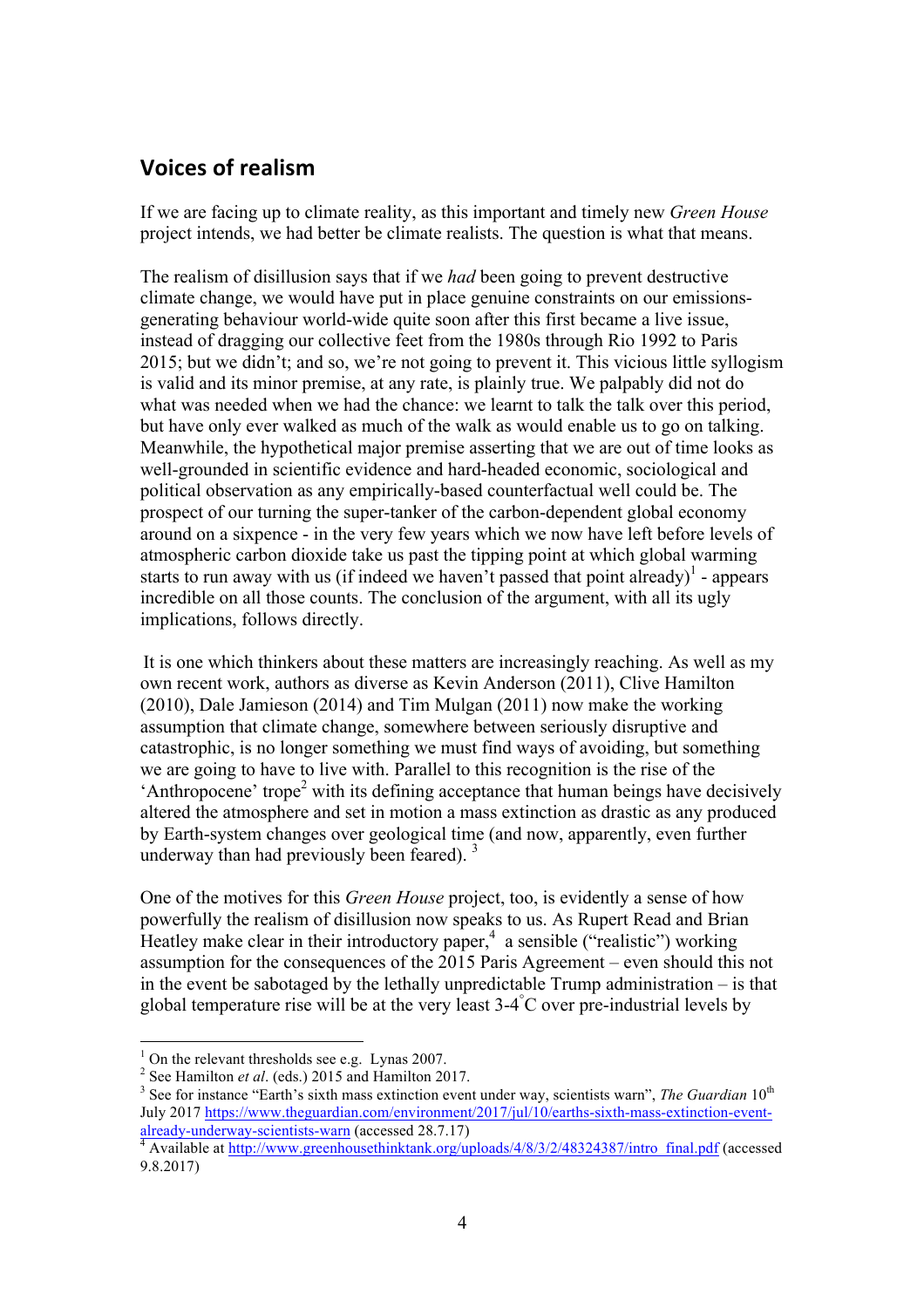## Voices of realism

If we are facing up to climate reality, as this important and timely new *Green House* project intends, we had better be climate realists. The question is what that means.

The realism of disillusion says that if we *had* been going to prevent destructive climate change, we would have put in place genuine constraints on our emissions-generating behaviour world-wide quite soon after this first became a live issue, instead of dragging our collective feet from the 1980s through Rio 1992 to Paris 2015; but we didn't; and so, we're not going to prevent it. This vicious little syllogism is valid and its minor premise, at any rate, is plainly true. We palpably did not do what was needed when we had the chance: we learnt to talk the talk over this period, but have only ever walked as much of the walk as would enable us to go on talking. Meanwhile, the hypothetical major premise asserting that we are out of time looks as well-grounded in scientific evidence and hard-headed economic, sociological and political observation as any empirically-based counterfactual well could be. The prospect of our turning the super-tanker of the carbon-dependent global economy around on a sixpence - in the very few years which we now have left before levels of atmospheric carbon dioxide take us past the tipping point at which global warming starts to run away with us (if indeed we haven't passed that point already)[1] - appears incredible on all those counts. The conclusion of the argument, with all its ugly implications, follows directly.

It is one which thinkers about these matters are increasingly reaching. As well as my own recent work, authors as diverse as Kevin Anderson (2011), Clive Hamilton (2010), Dale Jamieson (2014) and Tim Mulgan (2011) now make the working assumption that climate change, somewhere between seriously disruptive and catastrophic, is no longer something we must find ways of avoiding, but something we are going to have to live with. Parallel to this recognition is the rise of the 'Anthropocene' trope[2] with its defining acceptance that human beings have decisively altered the atmosphere and set in motion a mass extinction as drastic as any produced by Earth-system changes over geological time (and now, apparently, even further underway than had previously been feared). [3]

One of the motives for this *Green House* project, too, is evidently a sense of how powerfully the realism of disillusion now speaks to us. As Rupert Read and Brian Heatley make clear in their introductory paper,[4] a sensible ("realistic") working assumption for the consequences of the 2015 Paris Agreement – even should this not in the event be sabotaged by the lethally unpredictable Trump administration – is that global temperature rise will be at the very least 3-4°C over pre-industrial levels by

---

[1] On the relevant thresholds see e.g. Lynas 2007.

[2] See Hamilton *et al*. (eds.) 2015 and Hamilton 2017.

[3] See for instance "Earth's sixth mass extinction event under way, scientists warn", *The Guardian* 10th July 2017 https://www.theguardian.com/environment/2017/jul/10/earths-sixth-mass-extinction-event-already-underway-scientists-warn (accessed 28.7.17)

[4] Available at http://www.greenhousethinktank.org/uploads/4/8/3/2/48324387/intro_final.pdf (accessed 9.8.2017)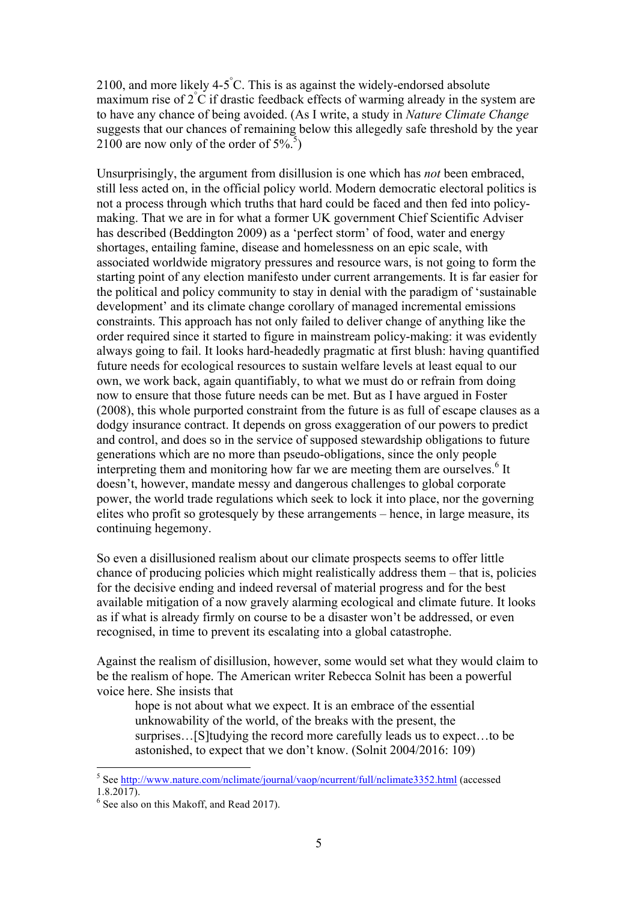2100, and more likely 4-5°C. This is as against the widely-endorsed absolute maximum rise of 2°C if drastic feedback effects of warming already in the system are to have any chance of being avoided. (As I write, a study in *Nature Climate Change* suggests that our chances of remaining below this allegedly safe threshold by the year 2100 are now only of the order of 5%.[5])

Unsurprisingly, the argument from disillusion is one which has *not* been embraced, still less acted on, in the official policy world. Modern democratic electoral politics is not a process through which truths that hard could be faced and then fed into policy-making. That we are in for what a former UK government Chief Scientific Adviser has described (Beddington 2009) as a 'perfect storm' of food, water and energy shortages, entailing famine, disease and homelessness on an epic scale, with associated worldwide migratory pressures and resource wars, is not going to form the starting point of any election manifesto under current arrangements. It is far easier for the political and policy community to stay in denial with the paradigm of 'sustainable development' and its climate change corollary of managed incremental emissions constraints. This approach has not only failed to deliver change of anything like the order required since it started to figure in mainstream policy-making: it was evidently always going to fail. It looks hard-headedly pragmatic at first blush: having quantified future needs for ecological resources to sustain welfare levels at least equal to our own, we work back, again quantifiably, to what we must do or refrain from doing now to ensure that those future needs can be met. But as I have argued in Foster (2008), this whole purported constraint from the future is as full of escape clauses as a dodgy insurance contract. It depends on gross exaggeration of our powers to predict and control, and does so in the service of supposed stewardship obligations to future generations which are no more than pseudo-obligations, since the only people interpreting them and monitoring how far we are meeting them are ourselves.[6] It doesn't, however, mandate messy and dangerous challenges to global corporate power, the world trade regulations which seek to lock it into place, nor the governing elites who profit so grotesquely by these arrangements – hence, in large measure, its continuing hegemony.

So even a disillusioned realism about our climate prospects seems to offer little chance of producing policies which might realistically address them – that is, policies for the decisive ending and indeed reversal of material progress and for the best available mitigation of a now gravely alarming ecological and climate future. It looks as if what is already firmly on course to be a disaster won't be addressed, or even recognised, in time to prevent its escalating into a global catastrophe.

Against the realism of disillusion, however, some would set what they would claim to be the realism of hope. The American writer Rebecca Solnit has been a powerful voice here. She insists that

> hope is not about what we expect. It is an embrace of the essential unknowability of the world, of the breaks with the present, the surprises…[S]tudying the record more carefully leads us to expect…to be astonished, to expect that we don't know. (Solnit 2004/2016: 109)

---

[5] See http://www.nature.com/nclimate/journal/vaop/ncurrent/full/nclimate3352.html (accessed 1.8.2017).

[6] See also on this Makoff, and Read 2017).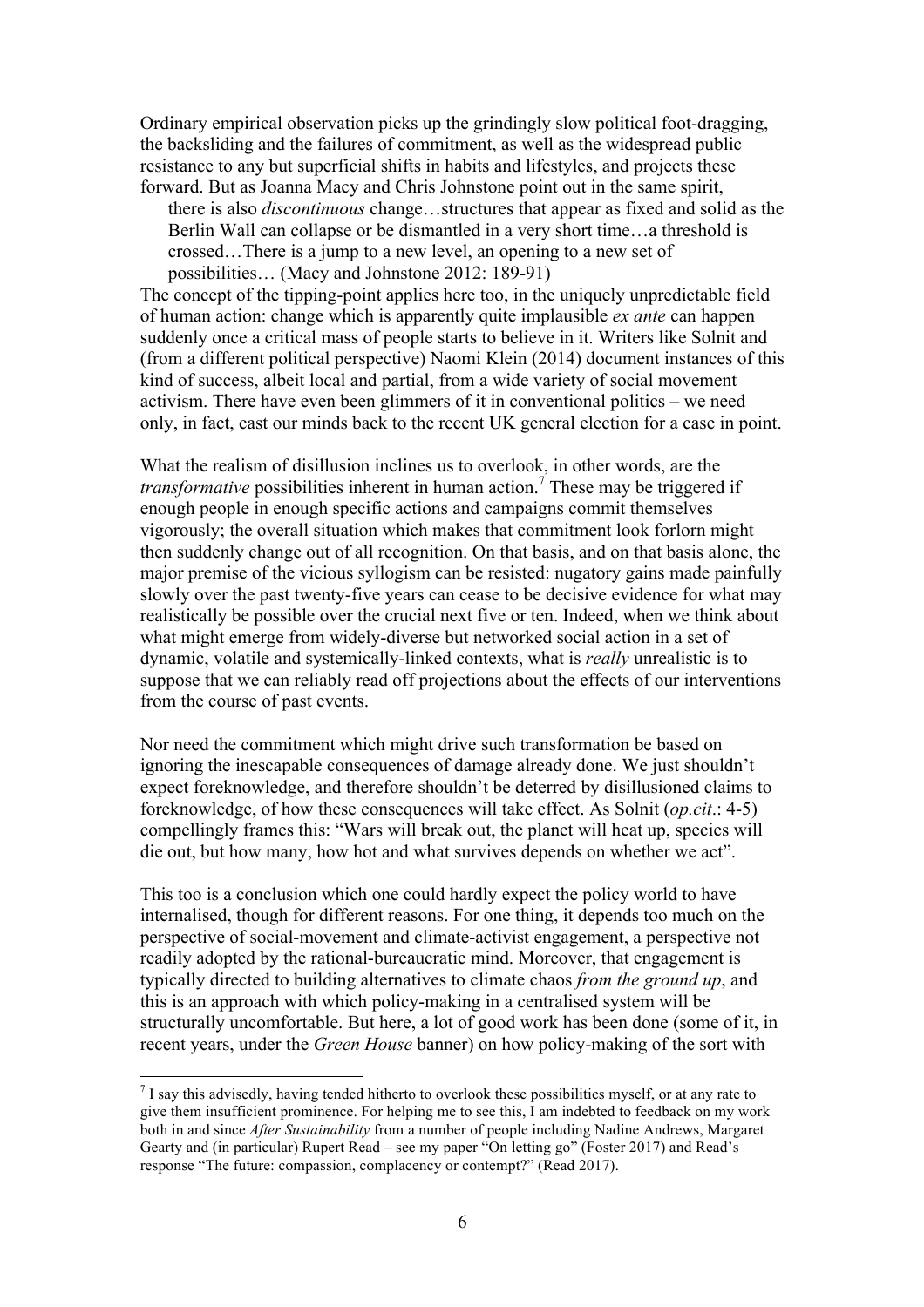Ordinary empirical observation picks up the grindingly slow political foot-dragging, the backsliding and the failures of commitment, as well as the widespread public resistance to any but superficial shifts in habits and lifestyles, and projects these forward. But as Joanna Macy and Chris Johnstone point out in the same spirit,

> there is also *discontinuous* change…structures that appear as fixed and solid as the Berlin Wall can collapse or be dismantled in a very short time…a threshold is crossed…There is a jump to a new level, an opening to a new set of possibilities… (Macy and Johnstone 2012: 189-91)

The concept of the tipping-point applies here too, in the uniquely unpredictable field of human action: change which is apparently quite implausible *ex ante* can happen suddenly once a critical mass of people starts to believe in it. Writers like Solnit and (from a different political perspective) Naomi Klein (2014) document instances of this kind of success, albeit local and partial, from a wide variety of social movement activism. There have even been glimmers of it in conventional politics – we need only, in fact, cast our minds back to the recent UK general election for a case in point.

What the realism of disillusion inclines us to overlook, in other words, are the *transformative* possibilities inherent in human action.[7] These may be triggered if enough people in enough specific actions and campaigns commit themselves vigorously; the overall situation which makes that commitment look forlorn might then suddenly change out of all recognition. On that basis, and on that basis alone, the major premise of the vicious syllogism can be resisted: nugatory gains made painfully slowly over the past twenty-five years can cease to be decisive evidence for what may realistically be possible over the crucial next five or ten. Indeed, when we think about what might emerge from widely-diverse but networked social action in a set of dynamic, volatile and systemically-linked contexts, what is *really* unrealistic is to suppose that we can reliably read off projections about the effects of our interventions from the course of past events.

Nor need the commitment which might drive such transformation be based on ignoring the inescapable consequences of damage already done. We just shouldn't expect foreknowledge, and therefore shouldn't be deterred by disillusioned claims to foreknowledge, of how these consequences will take effect. As Solnit (*op.cit*.: 4-5) compellingly frames this: "Wars will break out, the planet will heat up, species will die out, but how many, how hot and what survives depends on whether we act".

This too is a conclusion which one could hardly expect the policy world to have internalised, though for different reasons. For one thing, it depends too much on the perspective of social-movement and climate-activist engagement, a perspective not readily adopted by the rational-bureaucratic mind. Moreover, that engagement is typically directed to building alternatives to climate chaos *from the ground up*, and this is an approach with which policy-making in a centralised system will be structurally uncomfortable. But here, a lot of good work has been done (some of it, in recent years, under the *Green House* banner) on how policy-making of the sort with

---

[7] I say this advisedly, having tended hitherto to overlook these possibilities myself, or at any rate to give them insufficient prominence. For helping me to see this, I am indebted to feedback on my work both in and since *After Sustainability* from a number of people including Nadine Andrews, Margaret Gearty and (in particular) Rupert Read – see my paper "On letting go" (Foster 2017) and Read's response "The future: compassion, complacency or contempt?" (Read 2017).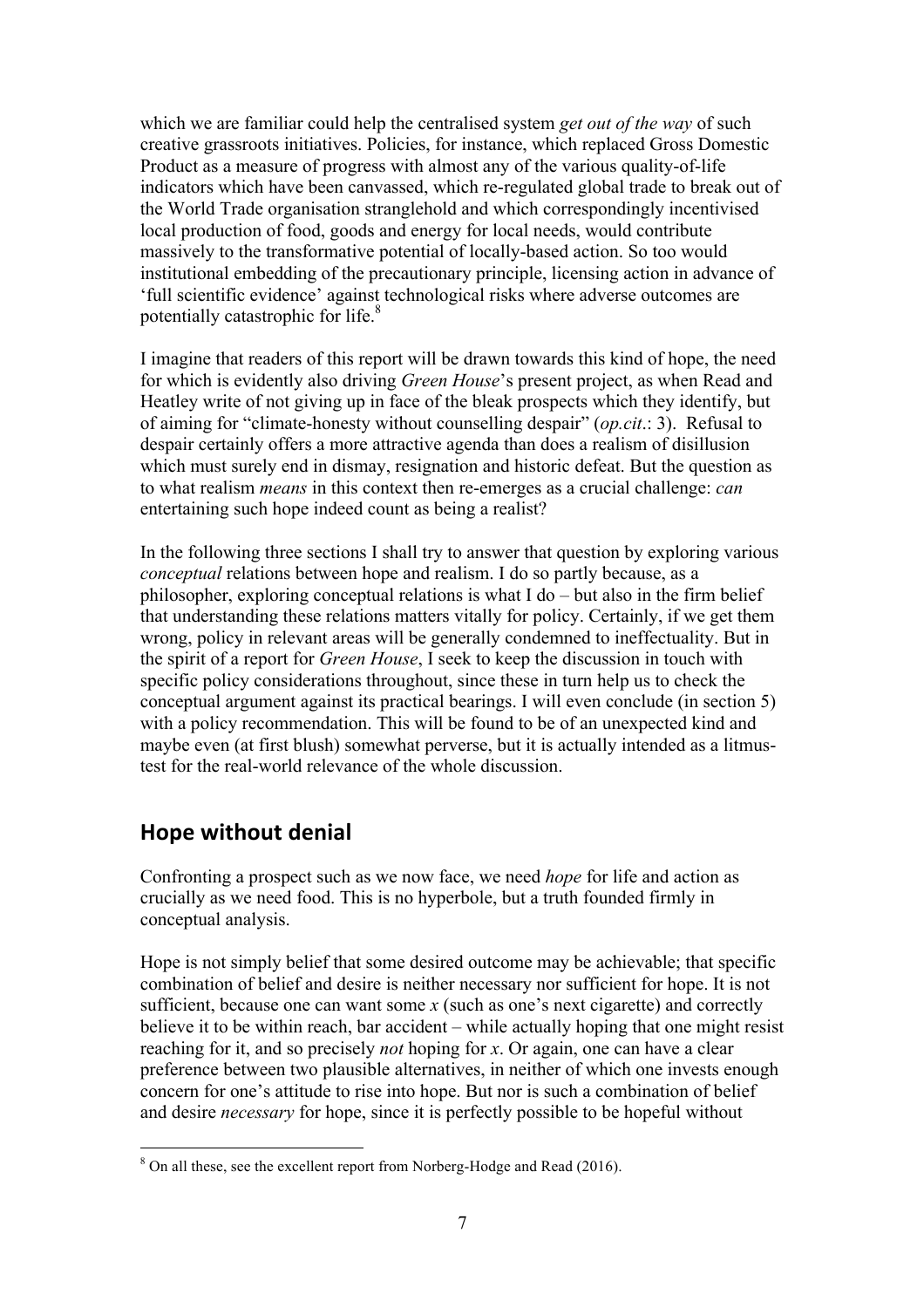which we are familiar could help the centralised system *get out of the way* of such creative grassroots initiatives. Policies, for instance, which replaced Gross Domestic Product as a measure of progress with almost any of the various quality-of-life indicators which have been canvassed, which re-regulated global trade to break out of the World Trade organisation stranglehold and which correspondingly incentivised local production of food, goods and energy for local needs, would contribute massively to the transformative potential of locally-based action. So too would institutional embedding of the precautionary principle, licensing action in advance of 'full scientific evidence' against technological risks where adverse outcomes are potentially catastrophic for life.[8]

I imagine that readers of this report will be drawn towards this kind of hope, the need for which is evidently also driving *Green House*'s present project, as when Read and Heatley write of not giving up in face of the bleak prospects which they identify, but of aiming for "climate-honesty without counselling despair" (*op.cit*.: 3). Refusal to despair certainly offers a more attractive agenda than does a realism of disillusion which must surely end in dismay, resignation and historic defeat. But the question as to what realism *means* in this context then re-emerges as a crucial challenge: *can* entertaining such hope indeed count as being a realist?

In the following three sections I shall try to answer that question by exploring various *conceptual* relations between hope and realism. I do so partly because, as a philosopher, exploring conceptual relations is what I do – but also in the firm belief that understanding these relations matters vitally for policy. Certainly, if we get them wrong, policy in relevant areas will be generally condemned to ineffectuality. But in the spirit of a report for *Green House*, I seek to keep the discussion in touch with specific policy considerations throughout, since these in turn help us to check the conceptual argument against its practical bearings. I will even conclude (in section 5) with a policy recommendation. This will be found to be of an unexpected kind and maybe even (at first blush) somewhat perverse, but it is actually intended as a litmus-test for the real-world relevance of the whole discussion.

## Hope without denial

Confronting a prospect such as we now face, we need *hope* for life and action as crucially as we need food. This is no hyperbole, but a truth founded firmly in conceptual analysis.

Hope is not simply belief that some desired outcome may be achievable; that specific combination of belief and desire is neither necessary nor sufficient for hope. It is not sufficient, because one can want some *x* (such as one's next cigarette) and correctly believe it to be within reach, bar accident – while actually hoping that one might resist reaching for it, and so precisely *not* hoping for *x*. Or again, one can have a clear preference between two plausible alternatives, in neither of which one invests enough concern for one's attitude to rise into hope. But nor is such a combination of belief and desire *necessary* for hope, since it is perfectly possible to be hopeful without

[8] On all these, see the excellent report from Norberg-Hodge and Read (2016).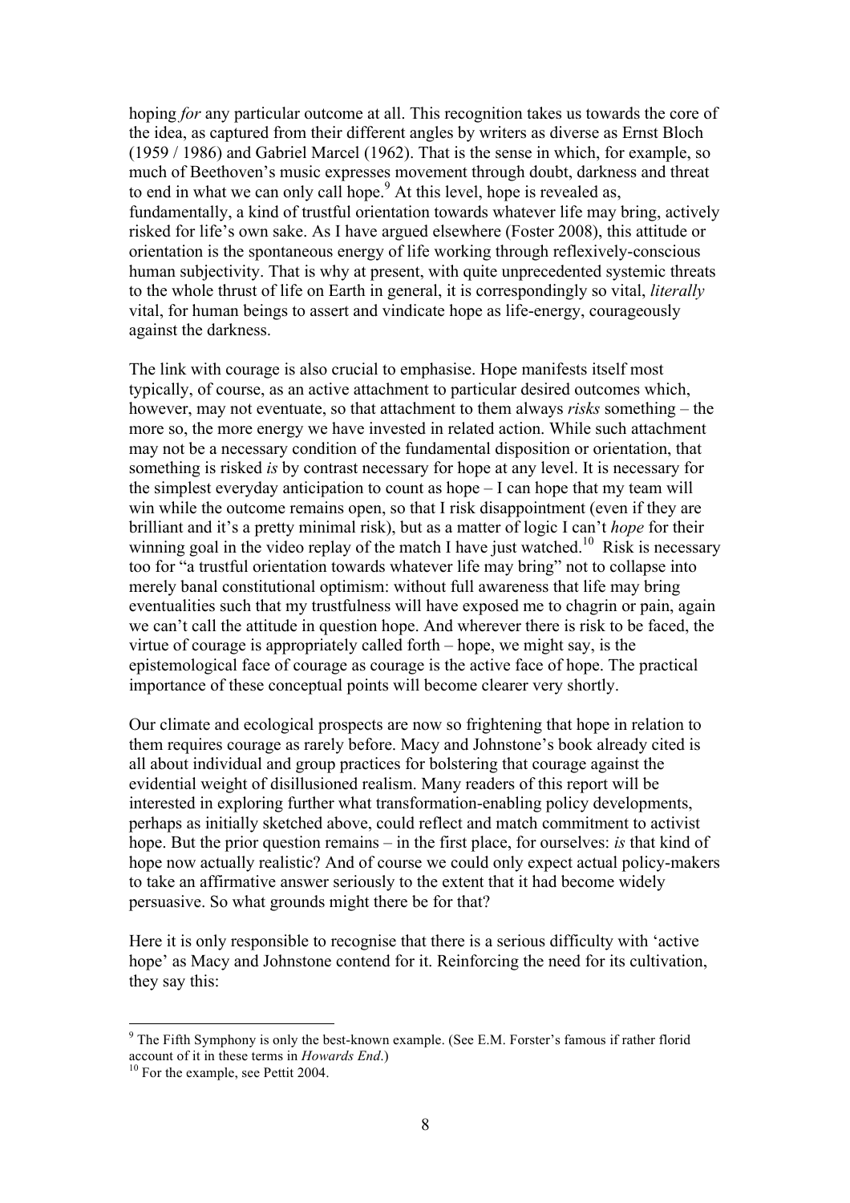hoping *for* any particular outcome at all. This recognition takes us towards the core of the idea, as captured from their different angles by writers as diverse as Ernst Bloch (1959 / 1986) and Gabriel Marcel (1962). That is the sense in which, for example, so much of Beethoven's music expresses movement through doubt, darkness and threat to end in what we can only call hope.[9] At this level, hope is revealed as, fundamentally, a kind of trustful orientation towards whatever life may bring, actively risked for life's own sake. As I have argued elsewhere (Foster 2008), this attitude or orientation is the spontaneous energy of life working through reflexively-conscious human subjectivity. That is why at present, with quite unprecedented systemic threats to the whole thrust of life on Earth in general, it is correspondingly so vital, *literally* vital, for human beings to assert and vindicate hope as life-energy, courageously against the darkness.

The link with courage is also crucial to emphasise. Hope manifests itself most typically, of course, as an active attachment to particular desired outcomes which, however, may not eventuate, so that attachment to them always *risks* something – the more so, the more energy we have invested in related action. While such attachment may not be a necessary condition of the fundamental disposition or orientation, that something is risked *is* by contrast necessary for hope at any level. It is necessary for the simplest everyday anticipation to count as hope – I can hope that my team will win while the outcome remains open, so that I risk disappointment (even if they are brilliant and it's a pretty minimal risk), but as a matter of logic I can't *hope* for their winning goal in the video replay of the match I have just watched.[10] Risk is necessary too for "a trustful orientation towards whatever life may bring" not to collapse into merely banal constitutional optimism: without full awareness that life may bring eventualities such that my trustfulness will have exposed me to chagrin or pain, again we can't call the attitude in question hope. And wherever there is risk to be faced, the virtue of courage is appropriately called forth – hope, we might say, is the epistemological face of courage as courage is the active face of hope. The practical importance of these conceptual points will become clearer very shortly.

Our climate and ecological prospects are now so frightening that hope in relation to them requires courage as rarely before. Macy and Johnstone's book already cited is all about individual and group practices for bolstering that courage against the evidential weight of disillusioned realism. Many readers of this report will be interested in exploring further what transformation-enabling policy developments, perhaps as initially sketched above, could reflect and match commitment to activist hope. But the prior question remains – in the first place, for ourselves: *is* that kind of hope now actually realistic? And of course we could only expect actual policy-makers to take an affirmative answer seriously to the extent that it had become widely persuasive. So what grounds might there be for that?

Here it is only responsible to recognise that there is a serious difficulty with 'active hope' as Macy and Johnstone contend for it. Reinforcing the need for its cultivation, they say this:

---

[9] The Fifth Symphony is only the best-known example. (See E.M. Forster's famous if rather florid account of it in these terms in *Howards End*.)

[10] For the example, see Pettit 2004.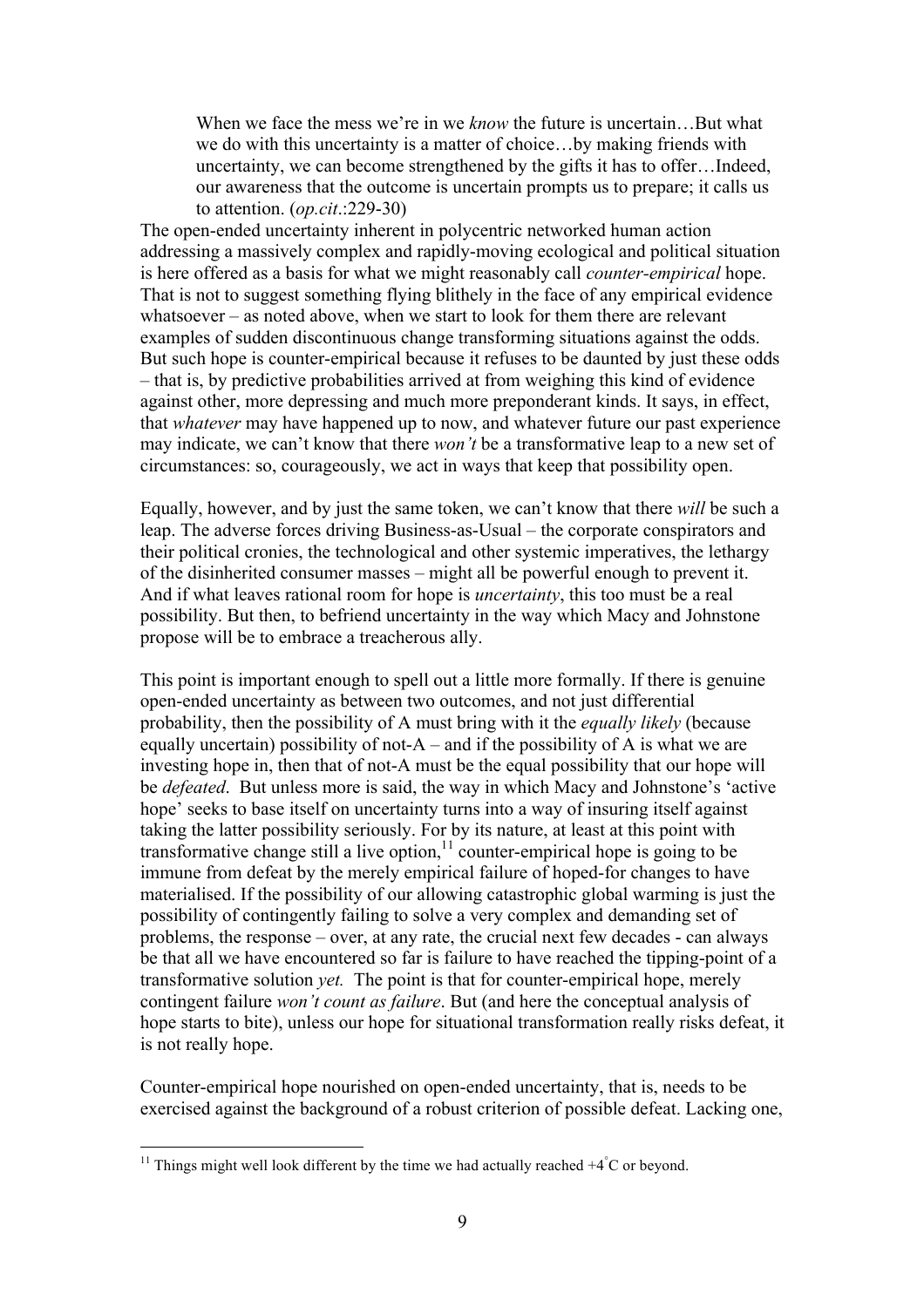> When we face the mess we're in we *know* the future is uncertain…But what we do with this uncertainty is a matter of choice…by making friends with uncertainty, we can become strengthened by the gifts it has to offer…Indeed, our awareness that the outcome is uncertain prompts us to prepare; it calls us to attention. (*op.cit*.:229-30)

The open-ended uncertainty inherent in polycentric networked human action addressing a massively complex and rapidly-moving ecological and political situation is here offered as a basis for what we might reasonably call *counter-empirical* hope. That is not to suggest something flying blithely in the face of any empirical evidence whatsoever – as noted above, when we start to look for them there are relevant examples of sudden discontinuous change transforming situations against the odds. But such hope is counter-empirical because it refuses to be daunted by just these odds – that is, by predictive probabilities arrived at from weighing this kind of evidence against other, more depressing and much more preponderant kinds. It says, in effect, that *whatever* may have happened up to now, and whatever future our past experience may indicate, we can't know that there *won't* be a transformative leap to a new set of circumstances: so, courageously, we act in ways that keep that possibility open.

Equally, however, and by just the same token, we can't know that there *will* be such a leap. The adverse forces driving Business-as-Usual – the corporate conspirators and their political cronies, the technological and other systemic imperatives, the lethargy of the disinherited consumer masses – might all be powerful enough to prevent it. And if what leaves rational room for hope is *uncertainty*, this too must be a real possibility. But then, to befriend uncertainty in the way which Macy and Johnstone propose will be to embrace a treacherous ally.

This point is important enough to spell out a little more formally. If there is genuine open-ended uncertainty as between two outcomes, and not just differential probability, then the possibility of A must bring with it the *equally likely* (because equally uncertain) possibility of not-A – and if the possibility of A is what we are investing hope in, then that of not-A must be the equal possibility that our hope will be *defeated*. But unless more is said, the way in which Macy and Johnstone's 'active hope' seeks to base itself on uncertainty turns into a way of insuring itself against taking the latter possibility seriously. For by its nature, at least at this point with transformative change still a live option,[11] counter-empirical hope is going to be immune from defeat by the merely empirical failure of hoped-for changes to have materialised. If the possibility of our allowing catastrophic global warming is just the possibility of contingently failing to solve a very complex and demanding set of problems, the response – over, at any rate, the crucial next few decades - can always be that all we have encountered so far is failure to have reached the tipping-point of a transformative solution *yet.* The point is that for counter-empirical hope, merely contingent failure *won't count as failure*. But (and here the conceptual analysis of hope starts to bite), unless our hope for situational transformation really risks defeat, it is not really hope.

Counter-empirical hope nourished on open-ended uncertainty, that is, needs to be exercised against the background of a robust criterion of possible defeat. Lacking one,

---

[11] Things might well look different by the time we had actually reached $+4^{\circ}$C or beyond.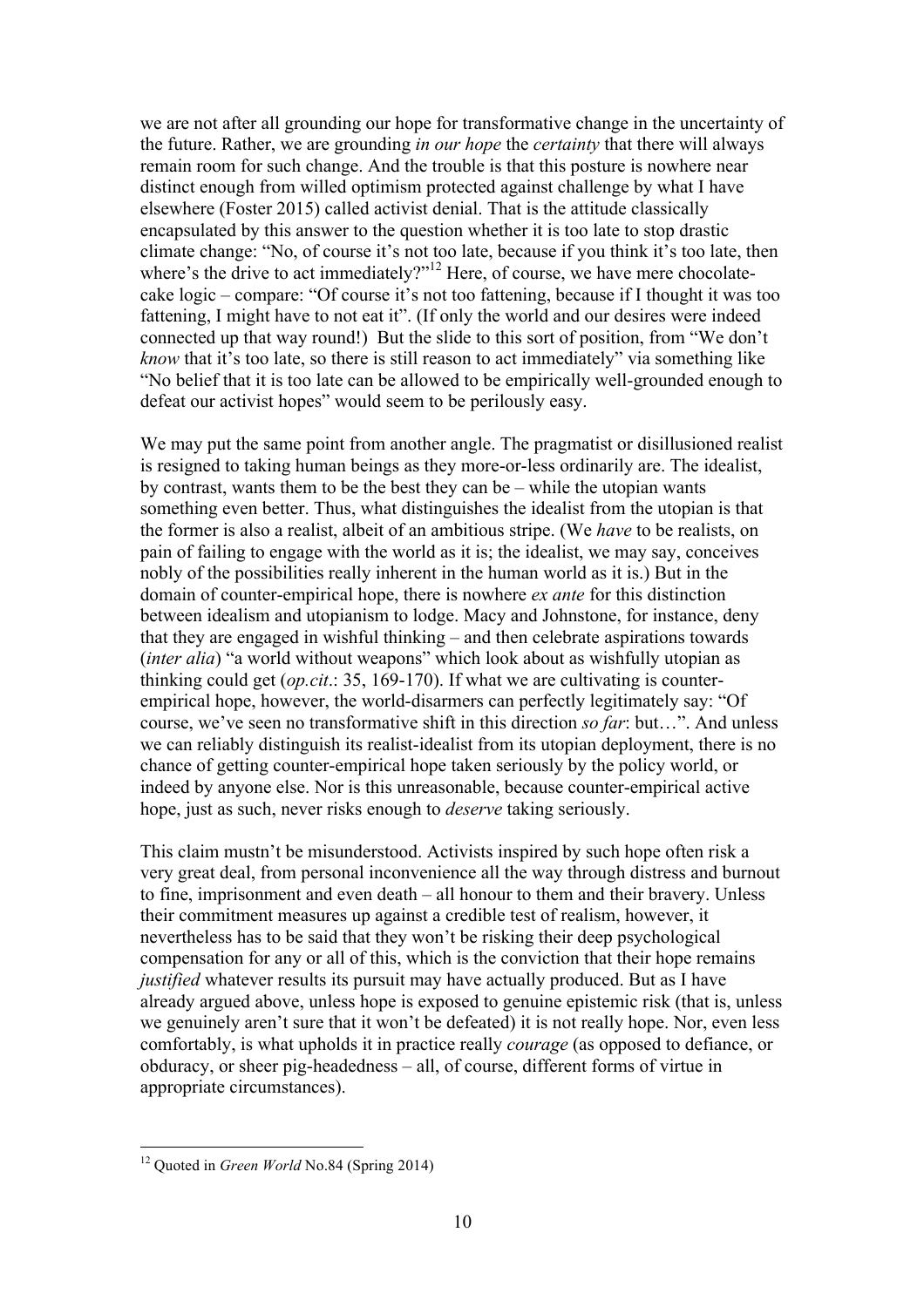we are not after all grounding our hope for transformative change in the uncertainty of the future. Rather, we are grounding *in our hope* the *certainty* that there will always remain room for such change. And the trouble is that this posture is nowhere near distinct enough from willed optimism protected against challenge by what I have elsewhere (Foster 2015) called activist denial. That is the attitude classically encapsulated by this answer to the question whether it is too late to stop drastic climate change: "No, of course it's not too late, because if you think it's too late, then where's the drive to act immediately?"[12] Here, of course, we have mere chocolate-cake logic – compare: "Of course it's not too fattening, because if I thought it was too fattening, I might have to not eat it". (If only the world and our desires were indeed connected up that way round!) But the slide to this sort of position, from "We don't *know* that it's too late, so there is still reason to act immediately" via something like "No belief that it is too late can be allowed to be empirically well-grounded enough to defeat our activist hopes" would seem to be perilously easy.

We may put the same point from another angle. The pragmatist or disillusioned realist is resigned to taking human beings as they more-or-less ordinarily are. The idealist, by contrast, wants them to be the best they can be – while the utopian wants something even better. Thus, what distinguishes the idealist from the utopian is that the former is also a realist, albeit of an ambitious stripe. (We *have* to be realists, on pain of failing to engage with the world as it is; the idealist, we may say, conceives nobly of the possibilities really inherent in the human world as it is.) But in the domain of counter-empirical hope, there is nowhere *ex ante* for this distinction between idealism and utopianism to lodge. Macy and Johnstone, for instance, deny that they are engaged in wishful thinking – and then celebrate aspirations towards (*inter alia*) "a world without weapons" which look about as wishfully utopian as thinking could get (*op.cit*.: 35, 169-170). If what we are cultivating is counter-empirical hope, however, the world-disarmers can perfectly legitimately say: "Of course, we've seen no transformative shift in this direction *so far*: but…". And unless we can reliably distinguish its realist-idealist from its utopian deployment, there is no chance of getting counter-empirical hope taken seriously by the policy world, or indeed by anyone else. Nor is this unreasonable, because counter-empirical active hope, just as such, never risks enough to *deserve* taking seriously.

This claim mustn't be misunderstood. Activists inspired by such hope often risk a very great deal, from personal inconvenience all the way through distress and burnout to fine, imprisonment and even death – all honour to them and their bravery. Unless their commitment measures up against a credible test of realism, however, it nevertheless has to be said that they won't be risking their deep psychological compensation for any or all of this, which is the conviction that their hope remains *justified* whatever results its pursuit may have actually produced. But as I have already argued above, unless hope is exposed to genuine epistemic risk (that is, unless we genuinely aren't sure that it won't be defeated) it is not really hope. Nor, even less comfortably, is what upholds it in practice really *courage* (as opposed to defiance, or obduracy, or sheer pig-headedness – all, of course, different forms of virtue in appropriate circumstances).

[12] Quoted in *Green World* No.84 (Spring 2014)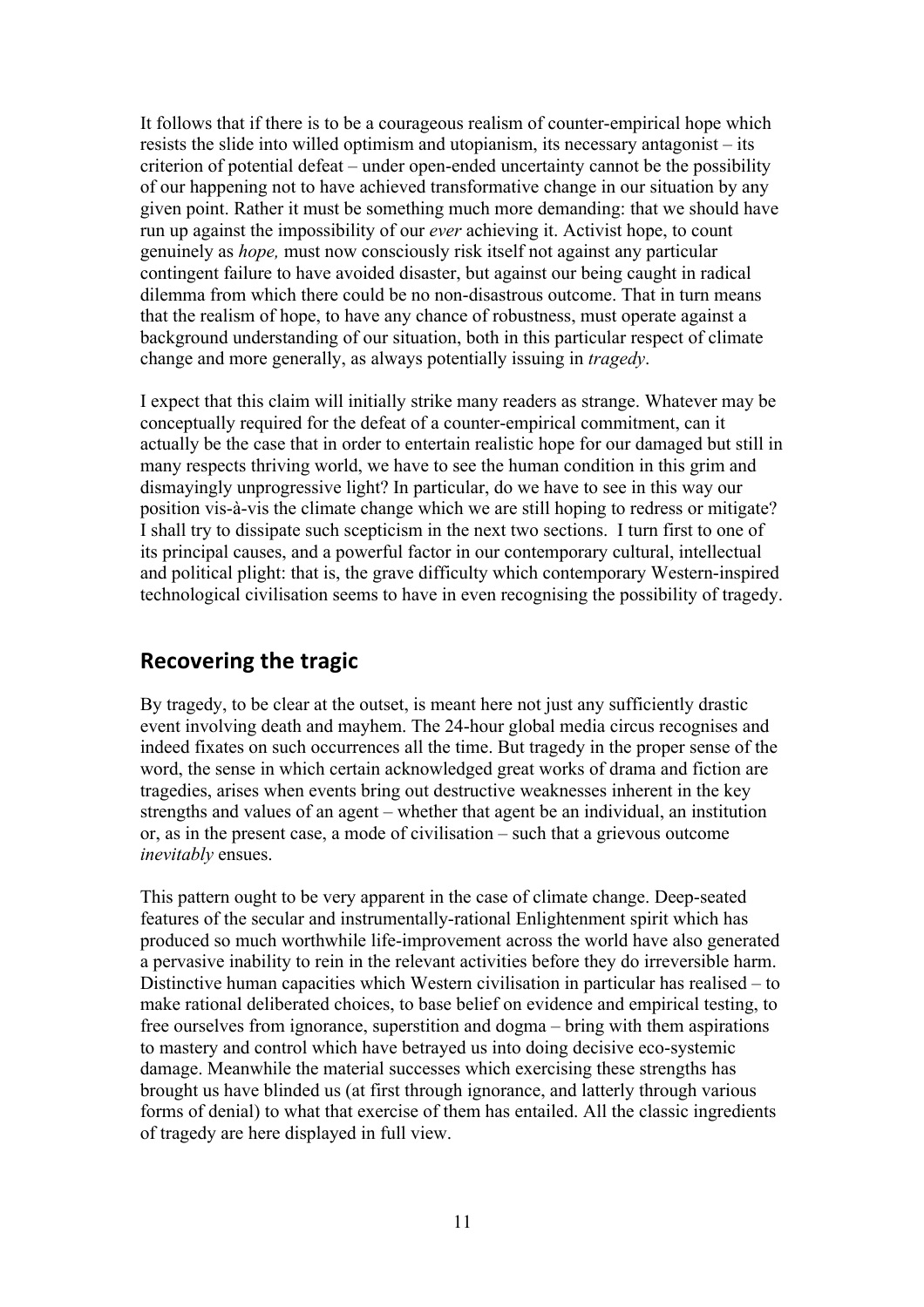It follows that if there is to be a courageous realism of counter-empirical hope which resists the slide into willed optimism and utopianism, its necessary antagonist – its criterion of potential defeat – under open-ended uncertainty cannot be the possibility of our happening not to have achieved transformative change in our situation by any given point. Rather it must be something much more demanding: that we should have run up against the impossibility of our *ever* achieving it. Activist hope, to count genuinely as *hope,* must now consciously risk itself not against any particular contingent failure to have avoided disaster, but against our being caught in radical dilemma from which there could be no non-disastrous outcome. That in turn means that the realism of hope, to have any chance of robustness, must operate against a background understanding of our situation, both in this particular respect of climate change and more generally, as always potentially issuing in *tragedy*.

I expect that this claim will initially strike many readers as strange. Whatever may be conceptually required for the defeat of a counter-empirical commitment, can it actually be the case that in order to entertain realistic hope for our damaged but still in many respects thriving world, we have to see the human condition in this grim and dismayingly unprogressive light? In particular, do we have to see in this way our position vis-à-vis the climate change which we are still hoping to redress or mitigate? I shall try to dissipate such scepticism in the next two sections. I turn first to one of its principal causes, and a powerful factor in our contemporary cultural, intellectual and political plight: that is, the grave difficulty which contemporary Western-inspired technological civilisation seems to have in even recognising the possibility of tragedy.

## Recovering the tragic

By tragedy, to be clear at the outset, is meant here not just any sufficiently drastic event involving death and mayhem. The 24-hour global media circus recognises and indeed fixates on such occurrences all the time. But tragedy in the proper sense of the word, the sense in which certain acknowledged great works of drama and fiction are tragedies, arises when events bring out destructive weaknesses inherent in the key strengths and values of an agent – whether that agent be an individual, an institution or, as in the present case, a mode of civilisation – such that a grievous outcome *inevitably* ensues.

This pattern ought to be very apparent in the case of climate change. Deep-seated features of the secular and instrumentally-rational Enlightenment spirit which has produced so much worthwhile life-improvement across the world have also generated a pervasive inability to rein in the relevant activities before they do irreversible harm. Distinctive human capacities which Western civilisation in particular has realised – to make rational deliberated choices, to base belief on evidence and empirical testing, to free ourselves from ignorance, superstition and dogma – bring with them aspirations to mastery and control which have betrayed us into doing decisive eco-systemic damage. Meanwhile the material successes which exercising these strengths has brought us have blinded us (at first through ignorance, and latterly through various forms of denial) to what that exercise of them has entailed. All the classic ingredients of tragedy are here displayed in full view.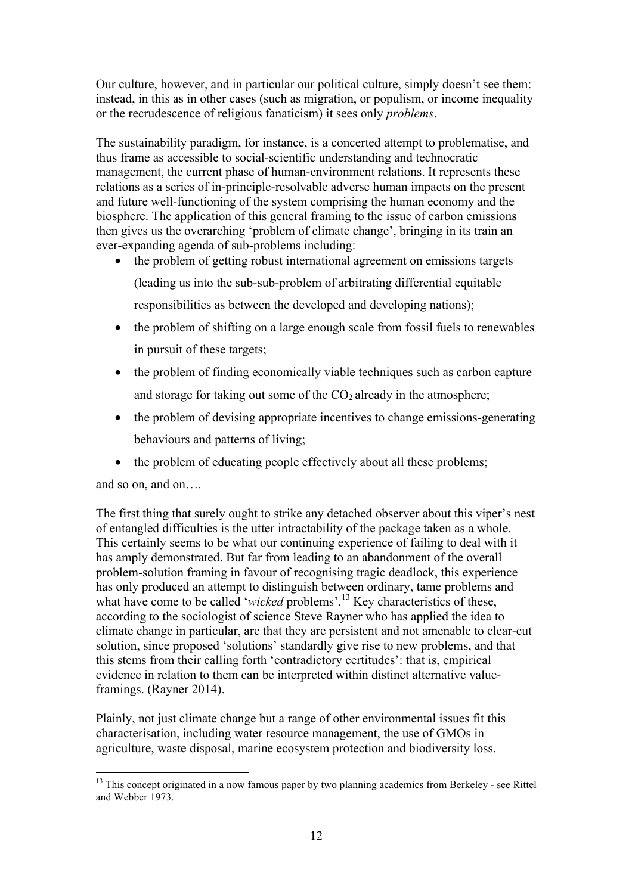Our culture, however, and in particular our political culture, simply doesn't see them: instead, in this as in other cases (such as migration, or populism, or income inequality or the recrudescence of religious fanaticism) it sees only *problems*.

The sustainability paradigm, for instance, is a concerted attempt to problematise, and thus frame as accessible to social-scientific understanding and technocratic management, the current phase of human-environment relations. It represents these relations as a series of in-principle-resolvable adverse human impacts on the present and future well-functioning of the system comprising the human economy and the biosphere. The application of this general framing to the issue of carbon emissions then gives us the overarching 'problem of climate change', bringing in its train an ever-expanding agenda of sub-problems including:

- the problem of getting robust international agreement on emissions targets (leading us into the sub-sub-problem of arbitrating differential equitable responsibilities as between the developed and developing nations);
- the problem of shifting on a large enough scale from fossil fuels to renewables in pursuit of these targets;
- the problem of finding economically viable techniques such as carbon capture and storage for taking out some of the $CO_2$ already in the atmosphere;
- the problem of devising appropriate incentives to change emissions-generating behaviours and patterns of living;
- the problem of educating people effectively about all these problems;

and so on, and on….

The first thing that surely ought to strike any detached observer about this viper's nest of entangled difficulties is the utter intractability of the package taken as a whole. This certainly seems to be what our continuing experience of failing to deal with it has amply demonstrated. But far from leading to an abandonment of the overall problem-solution framing in favour of recognising tragic deadlock, this experience has only produced an attempt to distinguish between ordinary, tame problems and what have come to be called '*wicked* problems'.[13] Key characteristics of these, according to the sociologist of science Steve Rayner who has applied the idea to climate change in particular, are that they are persistent and not amenable to clear-cut solution, since proposed 'solutions' standardly give rise to new problems, and that this stems from their calling forth 'contradictory certitudes': that is, empirical evidence in relation to them can be interpreted within distinct alternative value-framings. (Rayner 2014).

Plainly, not just climate change but a range of other environmental issues fit this characterisation, including water resource management, the use of GMOs in agriculture, waste disposal, marine ecosystem protection and biodiversity loss.

[13] This concept originated in a now famous paper by two planning academics from Berkeley - see Rittel and Webber 1973.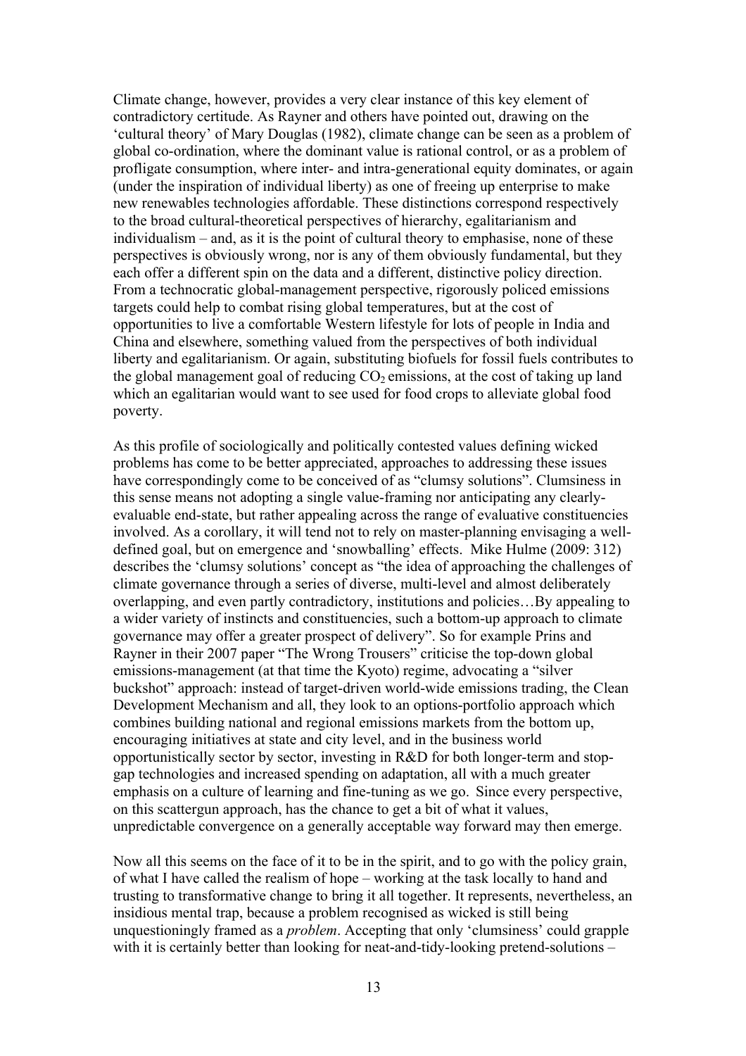Climate change, however, provides a very clear instance of this key element of contradictory certitude. As Rayner and others have pointed out, drawing on the 'cultural theory' of Mary Douglas (1982), climate change can be seen as a problem of global co-ordination, where the dominant value is rational control, or as a problem of profligate consumption, where inter- and intra-generational equity dominates, or again (under the inspiration of individual liberty) as one of freeing up enterprise to make new renewables technologies affordable. These distinctions correspond respectively to the broad cultural-theoretical perspectives of hierarchy, egalitarianism and individualism – and, as it is the point of cultural theory to emphasise, none of these perspectives is obviously wrong, nor is any of them obviously fundamental, but they each offer a different spin on the data and a different, distinctive policy direction. From a technocratic global-management perspective, rigorously policed emissions targets could help to combat rising global temperatures, but at the cost of opportunities to live a comfortable Western lifestyle for lots of people in India and China and elsewhere, something valued from the perspectives of both individual liberty and egalitarianism. Or again, substituting biofuels for fossil fuels contributes to the global management goal of reducing $CO_2$ emissions, at the cost of taking up land which an egalitarian would want to see used for food crops to alleviate global food poverty.

As this profile of sociologically and politically contested values defining wicked problems has come to be better appreciated, approaches to addressing these issues have correspondingly come to be conceived of as "clumsy solutions". Clumsiness in this sense means not adopting a single value-framing nor anticipating any clearly-evaluable end-state, but rather appealing across the range of evaluative constituencies involved. As a corollary, it will tend not to rely on master-planning envisaging a well-defined goal, but on emergence and 'snowballing' effects. Mike Hulme (2009: 312) describes the 'clumsy solutions' concept as "the idea of approaching the challenges of climate governance through a series of diverse, multi-level and almost deliberately overlapping, and even partly contradictory, institutions and policies…By appealing to a wider variety of instincts and constituencies, such a bottom-up approach to climate governance may offer a greater prospect of delivery". So for example Prins and Rayner in their 2007 paper "The Wrong Trousers" criticise the top-down global emissions-management (at that time the Kyoto) regime, advocating a "silver buckshot" approach: instead of target-driven world-wide emissions trading, the Clean Development Mechanism and all, they look to an options-portfolio approach which combines building national and regional emissions markets from the bottom up, encouraging initiatives at state and city level, and in the business world opportunistically sector by sector, investing in R&D for both longer-term and stop-gap technologies and increased spending on adaptation, all with a much greater emphasis on a culture of learning and fine-tuning as we go. Since every perspective, on this scattergun approach, has the chance to get a bit of what it values, unpredictable convergence on a generally acceptable way forward may then emerge.

Now all this seems on the face of it to be in the spirit, and to go with the policy grain, of what I have called the realism of hope – working at the task locally to hand and trusting to transformative change to bring it all together. It represents, nevertheless, an insidious mental trap, because a problem recognised as wicked is still being unquestioningly framed as a *problem*. Accepting that only 'clumsiness' could grapple with it is certainly better than looking for neat-and-tidy-looking pretend-solutions –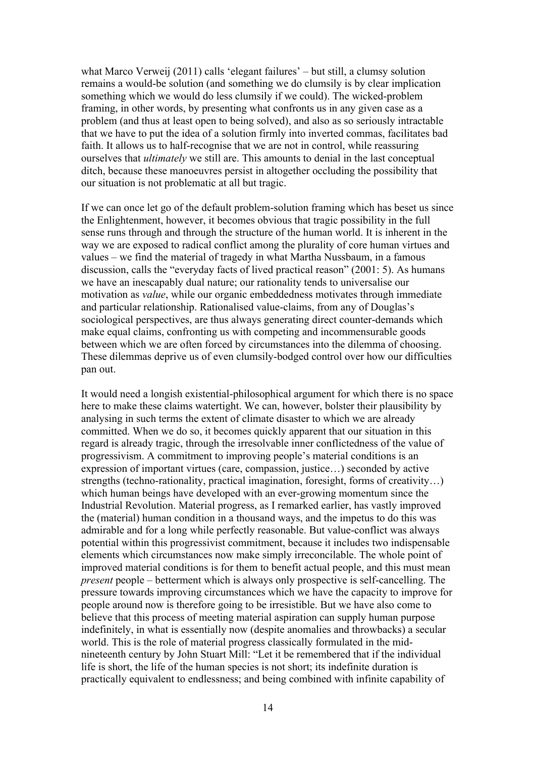what Marco Verweij (2011) calls 'elegant failures' – but still, a clumsy solution remains a would-be solution (and something we do clumsily is by clear implication something which we would do less clumsily if we could). The wicked-problem framing, in other words, by presenting what confronts us in any given case as a problem (and thus at least open to being solved), and also as so seriously intractable that we have to put the idea of a solution firmly into inverted commas, facilitates bad faith. It allows us to half-recognise that we are not in control, while reassuring ourselves that *ultimately* we still are. This amounts to denial in the last conceptual ditch, because these manoeuvres persist in altogether occluding the possibility that our situation is not problematic at all but tragic.

If we can once let go of the default problem-solution framing which has beset us since the Enlightenment, however, it becomes obvious that tragic possibility in the full sense runs through and through the structure of the human world. It is inherent in the way we are exposed to radical conflict among the plurality of core human virtues and values – we find the material of tragedy in what Martha Nussbaum, in a famous discussion, calls the "everyday facts of lived practical reason" (2001: 5). As humans we have an inescapably dual nature; our rationality tends to universalise our motivation as *value*, while our organic embeddedness motivates through immediate and particular relationship. Rationalised value-claims, from any of Douglas's sociological perspectives, are thus always generating direct counter-demands which make equal claims, confronting us with competing and incommensurable goods between which we are often forced by circumstances into the dilemma of choosing. These dilemmas deprive us of even clumsily-bodged control over how our difficulties pan out.

It would need a longish existential-philosophical argument for which there is no space here to make these claims watertight. We can, however, bolster their plausibility by analysing in such terms the extent of climate disaster to which we are already committed. When we do so, it becomes quickly apparent that our situation in this regard is already tragic, through the irresolvable inner conflictedness of the value of progressivism. A commitment to improving people's material conditions is an expression of important virtues (care, compassion, justice…) seconded by active strengths (techno-rationality, practical imagination, foresight, forms of creativity…) which human beings have developed with an ever-growing momentum since the Industrial Revolution. Material progress, as I remarked earlier, has vastly improved the (material) human condition in a thousand ways, and the impetus to do this was admirable and for a long while perfectly reasonable. But value-conflict was always potential within this progressivist commitment, because it includes two indispensable elements which circumstances now make simply irreconcilable. The whole point of improved material conditions is for them to benefit actual people, and this must mean *present* people – betterment which is always only prospective is self-cancelling. The pressure towards improving circumstances which we have the capacity to improve for people around now is therefore going to be irresistible. But we have also come to believe that this process of meeting material aspiration can supply human purpose indefinitely, in what is essentially now (despite anomalies and throwbacks) a secular world. This is the role of material progress classically formulated in the mid-nineteenth century by John Stuart Mill: "Let it be remembered that if the individual life is short, the life of the human species is not short; its indefinite duration is practically equivalent to endlessness; and being combined with infinite capability of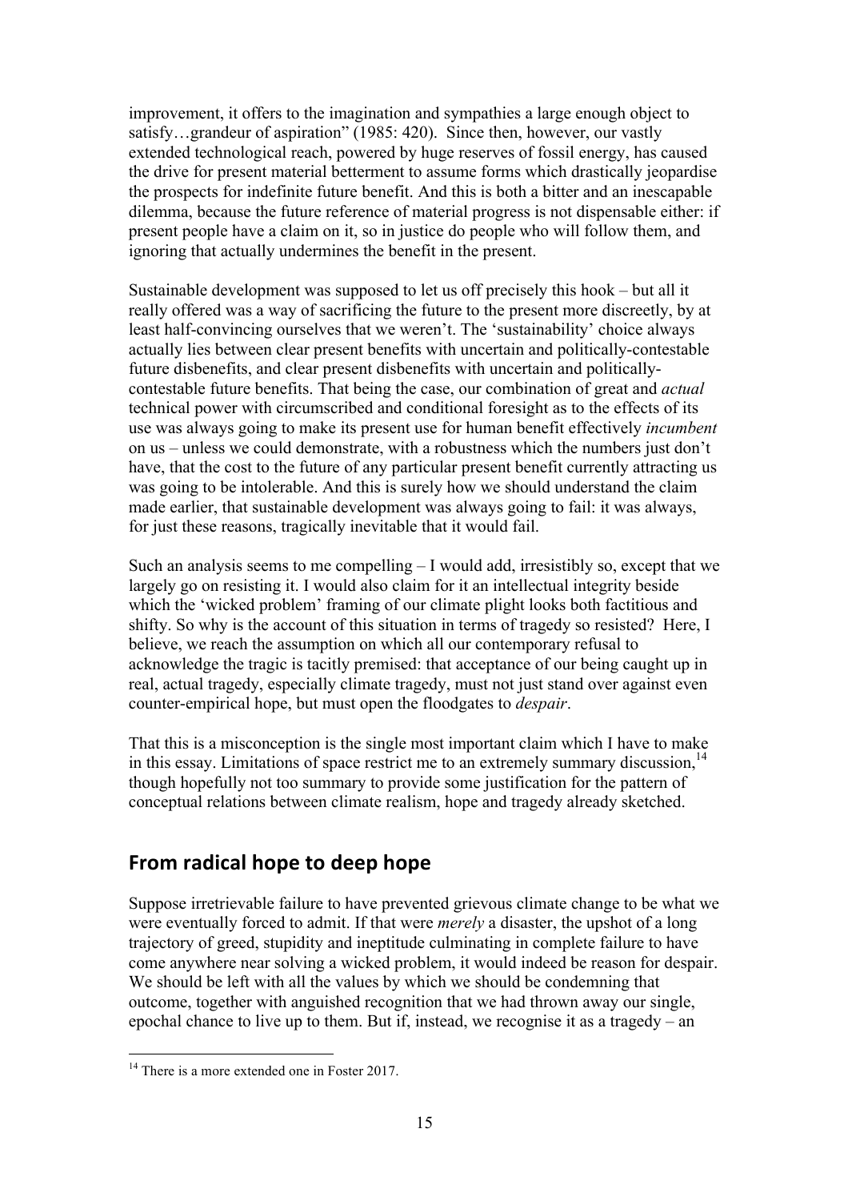improvement, it offers to the imagination and sympathies a large enough object to satisfy…grandeur of aspiration" (1985: 420). Since then, however, our vastly extended technological reach, powered by huge reserves of fossil energy, has caused the drive for present material betterment to assume forms which drastically jeopardise the prospects for indefinite future benefit. And this is both a bitter and an inescapable dilemma, because the future reference of material progress is not dispensable either: if present people have a claim on it, so in justice do people who will follow them, and ignoring that actually undermines the benefit in the present.

Sustainable development was supposed to let us off precisely this hook – but all it really offered was a way of sacrificing the future to the present more discreetly, by at least half-convincing ourselves that we weren't. The 'sustainability' choice always actually lies between clear present benefits with uncertain and politically-contestable future disbenefits, and clear present disbenefits with uncertain and politically-contestable future benefits. That being the case, our combination of great and *actual* technical power with circumscribed and conditional foresight as to the effects of its use was always going to make its present use for human benefit effectively *incumbent* on us – unless we could demonstrate, with a robustness which the numbers just don't have, that the cost to the future of any particular present benefit currently attracting us was going to be intolerable. And this is surely how we should understand the claim made earlier, that sustainable development was always going to fail: it was always, for just these reasons, tragically inevitable that it would fail.

Such an analysis seems to me compelling – I would add, irresistibly so, except that we largely go on resisting it. I would also claim for it an intellectual integrity beside which the 'wicked problem' framing of our climate plight looks both factitious and shifty. So why is the account of this situation in terms of tragedy so resisted? Here, I believe, we reach the assumption on which all our contemporary refusal to acknowledge the tragic is tacitly premised: that acceptance of our being caught up in real, actual tragedy, especially climate tragedy, must not just stand over against even counter-empirical hope, but must open the floodgates to *despair*.

That this is a misconception is the single most important claim which I have to make in this essay. Limitations of space restrict me to an extremely summary discussion,[14] though hopefully not too summary to provide some justification for the pattern of conceptual relations between climate realism, hope and tragedy already sketched.

## From radical hope to deep hope

Suppose irretrievable failure to have prevented grievous climate change to be what we were eventually forced to admit. If that were *merely* a disaster, the upshot of a long trajectory of greed, stupidity and ineptitude culminating in complete failure to have come anywhere near solving a wicked problem, it would indeed be reason for despair. We should be left with all the values by which we should be condemning that outcome, together with anguished recognition that we had thrown away our single, epochal chance to live up to them. But if, instead, we recognise it as a tragedy – an

[14] There is a more extended one in Foster 2017.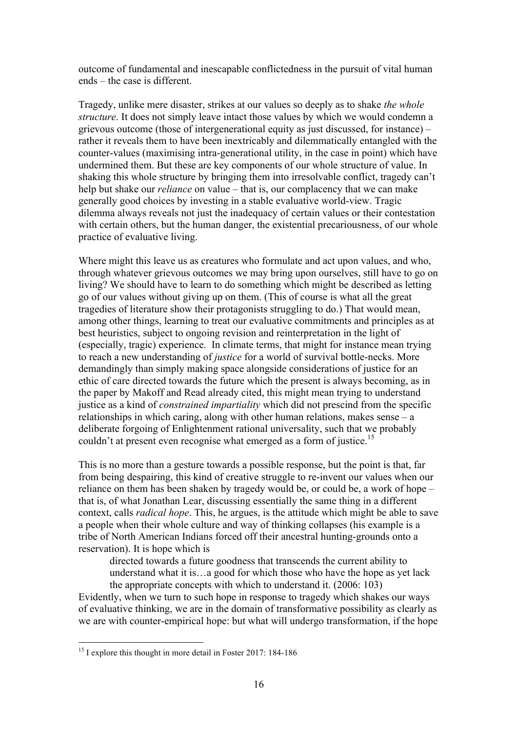outcome of fundamental and inescapable conflictedness in the pursuit of vital human ends – the case is different.

Tragedy, unlike mere disaster, strikes at our values so deeply as to shake *the whole structure*. It does not simply leave intact those values by which we would condemn a grievous outcome (those of intergenerational equity as just discussed, for instance) – rather it reveals them to have been inextricably and dilemmatically entangled with the counter-values (maximising intra-generational utility, in the case in point) which have undermined them. But these are key components of our whole structure of value. In shaking this whole structure by bringing them into irresolvable conflict, tragedy can't help but shake our *reliance* on value – that is, our complacency that we can make generally good choices by investing in a stable evaluative world-view. Tragic dilemma always reveals not just the inadequacy of certain values or their contestation with certain others, but the human danger, the existential precariousness, of our whole practice of evaluative living.

Where might this leave us as creatures who formulate and act upon values, and who, through whatever grievous outcomes we may bring upon ourselves, still have to go on living? We should have to learn to do something which might be described as letting go of our values without giving up on them. (This of course is what all the great tragedies of literature show their protagonists struggling to do.) That would mean, among other things, learning to treat our evaluative commitments and principles as at best heuristics, subject to ongoing revision and reinterpretation in the light of (especially, tragic) experience. In climate terms, that might for instance mean trying to reach a new understanding of *justice* for a world of survival bottle-necks. More demandingly than simply making space alongside considerations of justice for an ethic of care directed towards the future which the present is always becoming, as in the paper by Makoff and Read already cited, this might mean trying to understand justice as a kind of *constrained impartiality* which did not prescind from the specific relationships in which caring, along with other human relations, makes sense – a deliberate forgoing of Enlightenment rational universality, such that we probably couldn't at present even recognise what emerged as a form of justice.[15]

This is no more than a gesture towards a possible response, but the point is that, far from being despairing, this kind of creative struggle to re-invent our values when our reliance on them has been shaken by tragedy would be, or could be, a work of hope – that is, of what Jonathan Lear, discussing essentially the same thing in a different context, calls *radical hope*. This, he argues, is the attitude which might be able to save a people when their whole culture and way of thinking collapses (his example is a tribe of North American Indians forced off their ancestral hunting-grounds onto a reservation). It is hope which is

> directed towards a future goodness that transcends the current ability to understand what it is…a good for which those who have the hope as yet lack the appropriate concepts with which to understand it. (2006: 103)

Evidently, when we turn to such hope in response to tragedy which shakes our ways of evaluative thinking, we are in the domain of transformative possibility as clearly as we are with counter-empirical hope: but what will undergo transformation, if the hope

---

[15] I explore this thought in more detail in Foster 2017: 184-186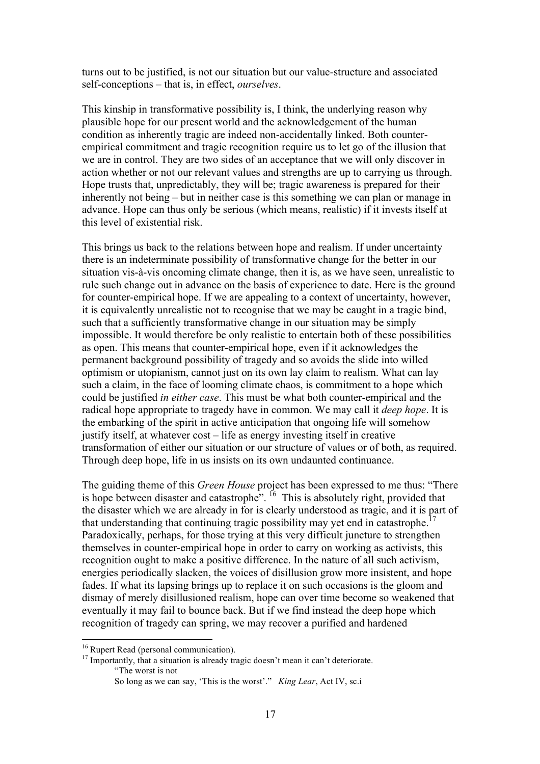turns out to be justified, is not our situation but our value-structure and associated self-conceptions – that is, in effect, *ourselves*.

This kinship in transformative possibility is, I think, the underlying reason why plausible hope for our present world and the acknowledgement of the human condition as inherently tragic are indeed non-accidentally linked. Both counter-empirical commitment and tragic recognition require us to let go of the illusion that we are in control. They are two sides of an acceptance that we will only discover in action whether or not our relevant values and strengths are up to carrying us through. Hope trusts that, unpredictably, they will be; tragic awareness is prepared for their inherently not being – but in neither case is this something we can plan or manage in advance. Hope can thus only be serious (which means, realistic) if it invests itself at this level of existential risk.

This brings us back to the relations between hope and realism. If under uncertainty there is an indeterminate possibility of transformative change for the better in our situation vis-à-vis oncoming climate change, then it is, as we have seen, unrealistic to rule such change out in advance on the basis of experience to date. Here is the ground for counter-empirical hope. If we are appealing to a context of uncertainty, however, it is equivalently unrealistic not to recognise that we may be caught in a tragic bind, such that a sufficiently transformative change in our situation may be simply impossible. It would therefore be only realistic to entertain both of these possibilities as open. This means that counter-empirical hope, even if it acknowledges the permanent background possibility of tragedy and so avoids the slide into willed optimism or utopianism, cannot just on its own lay claim to realism. What can lay such a claim, in the face of looming climate chaos, is commitment to a hope which could be justified *in either case*. This must be what both counter-empirical and the radical hope appropriate to tragedy have in common. We may call it *deep hope*. It is the embarking of the spirit in active anticipation that ongoing life will somehow justify itself, at whatever cost – life as energy investing itself in creative transformation of either our situation or our structure of values or of both, as required. Through deep hope, life in us insists on its own undaunted continuance.

The guiding theme of this *Green House* project has been expressed to me thus: "There is hope between disaster and catastrophe".[16] This is absolutely right, provided that the disaster which we are already in for is clearly understood as tragic, and it is part of that understanding that continuing tragic possibility may yet end in catastrophe.[17] Paradoxically, perhaps, for those trying at this very difficult juncture to strengthen themselves in counter-empirical hope in order to carry on working as activists, this recognition ought to make a positive difference. In the nature of all such activism, energies periodically slacken, the voices of disillusion grow more insistent, and hope fades. If what its lapsing brings up to replace it on such occasions is the gloom and dismay of merely disillusioned realism, hope can over time become so weakened that eventually it may fail to bounce back. But if we find instead the deep hope which recognition of tragedy can spring, we may recover a purified and hardened

---

[16] Rupert Read (personal communication).

[17] Importantly, that a situation is already tragic doesn't mean it can't deteriorate.

> "The worst is not
> So long as we can say, 'This is the worst'." *King Lear*, Act IV, sc.i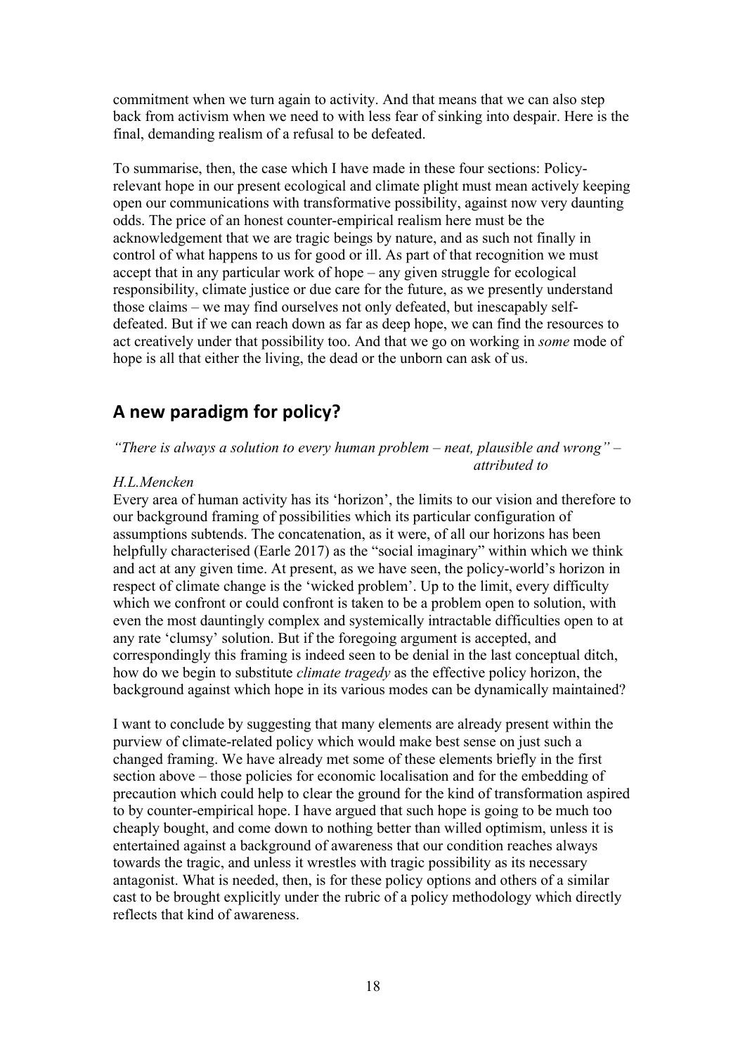commitment when we turn again to activity. And that means that we can also step back from activism when we need to with less fear of sinking into despair. Here is the final, demanding realism of a refusal to be defeated.

To summarise, then, the case which I have made in these four sections: Policy-relevant hope in our present ecological and climate plight must mean actively keeping open our communications with transformative possibility, against now very daunting odds. The price of an honest counter-empirical realism here must be the acknowledgement that we are tragic beings by nature, and as such not finally in control of what happens to us for good or ill. As part of that recognition we must accept that in any particular work of hope – any given struggle for ecological responsibility, climate justice or due care for the future, as we presently understand those claims – we may find ourselves not only defeated, but inescapably self-defeated. But if we can reach down as far as deep hope, we can find the resources to act creatively under that possibility too. And that we go on working in *some* mode of hope is all that either the living, the dead or the unborn can ask of us.

## A new paradigm for policy?

*"There is always a solution to every human problem – neat, plausible and wrong" – attributed to H.L.Mencken*

Every area of human activity has its 'horizon', the limits to our vision and therefore to our background framing of possibilities which its particular configuration of assumptions subtends. The concatenation, as it were, of all our horizons has been helpfully characterised (Earle 2017) as the "social imaginary" within which we think and act at any given time. At present, as we have seen, the policy-world's horizon in respect of climate change is the 'wicked problem'. Up to the limit, every difficulty which we confront or could confront is taken to be a problem open to solution, with even the most dauntingly complex and systemically intractable difficulties open to at any rate 'clumsy' solution. But if the foregoing argument is accepted, and correspondingly this framing is indeed seen to be denial in the last conceptual ditch, how do we begin to substitute *climate tragedy* as the effective policy horizon, the background against which hope in its various modes can be dynamically maintained?

I want to conclude by suggesting that many elements are already present within the purview of climate-related policy which would make best sense on just such a changed framing. We have already met some of these elements briefly in the first section above – those policies for economic localisation and for the embedding of precaution which could help to clear the ground for the kind of transformation aspired to by counter-empirical hope. I have argued that such hope is going to be much too cheaply bought, and come down to nothing better than willed optimism, unless it is entertained against a background of awareness that our condition reaches always towards the tragic, and unless it wrestles with tragic possibility as its necessary antagonist. What is needed, then, is for these policy options and others of a similar cast to be brought explicitly under the rubric of a policy methodology which directly reflects that kind of awareness.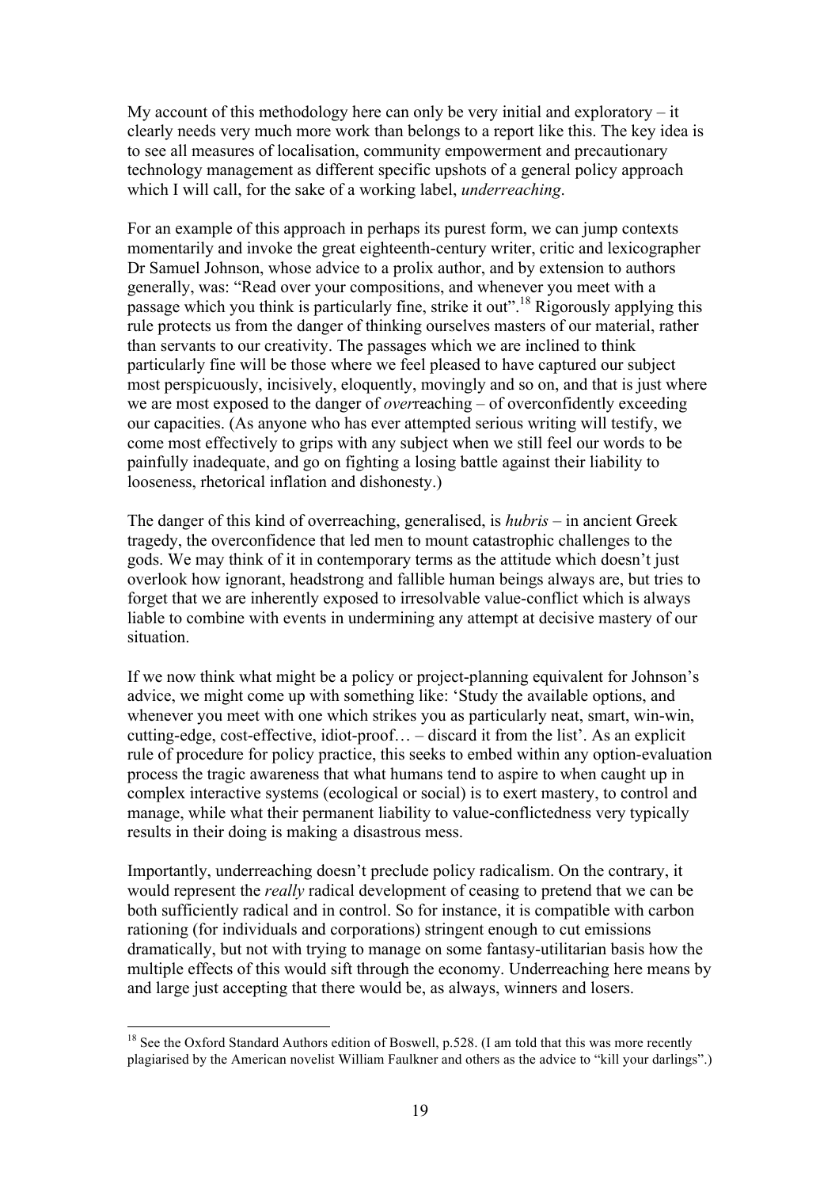My account of this methodology here can only be very initial and exploratory – it clearly needs very much more work than belongs to a report like this. The key idea is to see all measures of localisation, community empowerment and precautionary technology management as different specific upshots of a general policy approach which I will call, for the sake of a working label, *underreaching*.

For an example of this approach in perhaps its purest form, we can jump contexts momentarily and invoke the great eighteenth-century writer, critic and lexicographer Dr Samuel Johnson, whose advice to a prolix author, and by extension to authors generally, was: "Read over your compositions, and whenever you meet with a passage which you think is particularly fine, strike it out".[18] Rigorously applying this rule protects us from the danger of thinking ourselves masters of our material, rather than servants to our creativity. The passages which we are inclined to think particularly fine will be those where we feel pleased to have captured our subject most perspicuously, incisively, eloquently, movingly and so on, and that is just where we are most exposed to the danger of *over*reaching – of overconfidently exceeding our capacities. (As anyone who has ever attempted serious writing will testify, we come most effectively to grips with any subject when we still feel our words to be painfully inadequate, and go on fighting a losing battle against their liability to looseness, rhetorical inflation and dishonesty.)

The danger of this kind of overreaching, generalised, is *hubris* – in ancient Greek tragedy, the overconfidence that led men to mount catastrophic challenges to the gods. We may think of it in contemporary terms as the attitude which doesn't just overlook how ignorant, headstrong and fallible human beings always are, but tries to forget that we are inherently exposed to irresolvable value-conflict which is always liable to combine with events in undermining any attempt at decisive mastery of our situation.

If we now think what might be a policy or project-planning equivalent for Johnson's advice, we might come up with something like: 'Study the available options, and whenever you meet with one which strikes you as particularly neat, smart, win-win, cutting-edge, cost-effective, idiot-proof… – discard it from the list'. As an explicit rule of procedure for policy practice, this seeks to embed within any option-evaluation process the tragic awareness that what humans tend to aspire to when caught up in complex interactive systems (ecological or social) is to exert mastery, to control and manage, while what their permanent liability to value-conflictedness very typically results in their doing is making a disastrous mess.

Importantly, underreaching doesn't preclude policy radicalism. On the contrary, it would represent the *really* radical development of ceasing to pretend that we can be both sufficiently radical and in control. So for instance, it is compatible with carbon rationing (for individuals and corporations) stringent enough to cut emissions dramatically, but not with trying to manage on some fantasy-utilitarian basis how the multiple effects of this would sift through the economy. Underreaching here means by and large just accepting that there would be, as always, winners and losers.

---

[18] See the Oxford Standard Authors edition of Boswell, p.528. (I am told that this was more recently plagiarised by the American novelist William Faulkner and others as the advice to "kill your darlings".)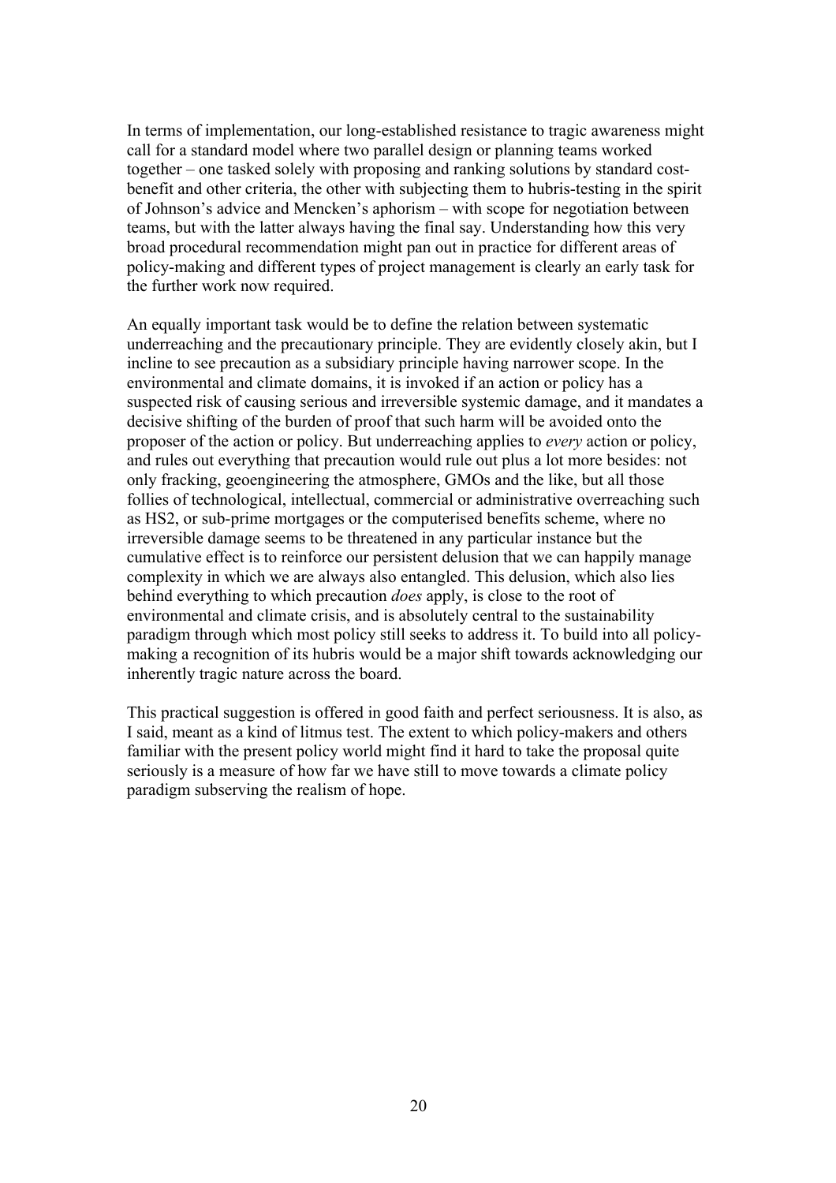In terms of implementation, our long-established resistance to tragic awareness might call for a standard model where two parallel design or planning teams worked together – one tasked solely with proposing and ranking solutions by standard cost-benefit and other criteria, the other with subjecting them to hubris-testing in the spirit of Johnson's advice and Mencken's aphorism – with scope for negotiation between teams, but with the latter always having the final say. Understanding how this very broad procedural recommendation might pan out in practice for different areas of policy-making and different types of project management is clearly an early task for the further work now required.

An equally important task would be to define the relation between systematic underreaching and the precautionary principle. They are evidently closely akin, but I incline to see precaution as a subsidiary principle having narrower scope. In the environmental and climate domains, it is invoked if an action or policy has a suspected risk of causing serious and irreversible systemic damage, and it mandates a decisive shifting of the burden of proof that such harm will be avoided onto the proposer of the action or policy. But underreaching applies to *every* action or policy, and rules out everything that precaution would rule out plus a lot more besides: not only fracking, geoengineering the atmosphere, GMOs and the like, but all those follies of technological, intellectual, commercial or administrative overreaching such as HS2, or sub-prime mortgages or the computerised benefits scheme, where no irreversible damage seems to be threatened in any particular instance but the cumulative effect is to reinforce our persistent delusion that we can happily manage complexity in which we are always also entangled. This delusion, which also lies behind everything to which precaution *does* apply, is close to the root of environmental and climate crisis, and is absolutely central to the sustainability paradigm through which most policy still seeks to address it. To build into all policy-making a recognition of its hubris would be a major shift towards acknowledging our inherently tragic nature across the board.

This practical suggestion is offered in good faith and perfect seriousness. It is also, as I said, meant as a kind of litmus test. The extent to which policy-makers and others familiar with the present policy world might find it hard to take the proposal quite seriously is a measure of how far we have still to move towards a climate policy paradigm subserving the realism of hope.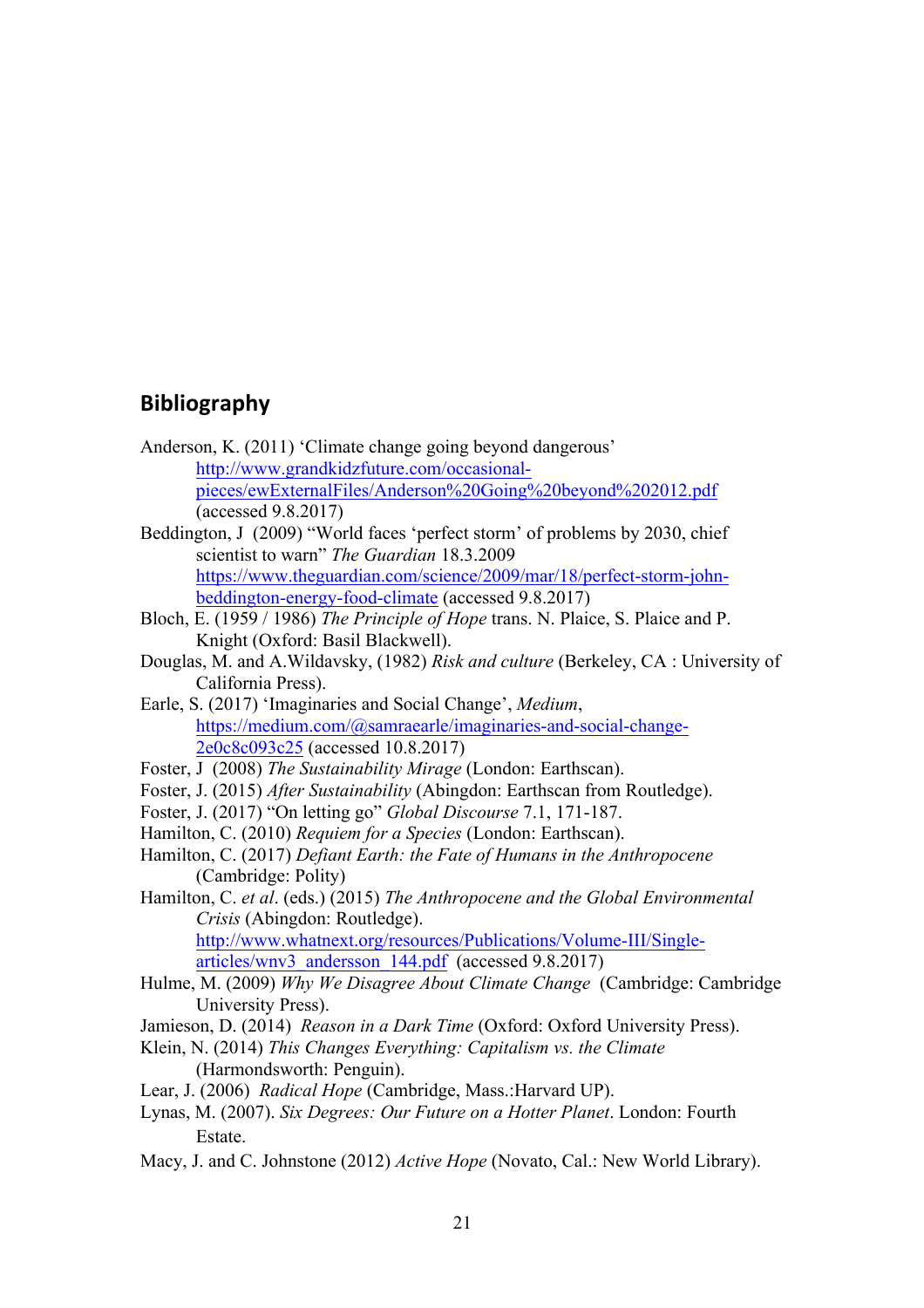## Bibliography

Anderson, K. (2011) 'Climate change going beyond dangerous' http://www.grandkidzfuture.com/occasional-pieces/ewExternalFiles/Anderson%20Going%20beyond%202012.pdf (accessed 9.8.2017)

Beddington, J (2009) "World faces 'perfect storm' of problems by 2030, chief scientist to warn" *The Guardian* 18.3.2009 https://www.theguardian.com/science/2009/mar/18/perfect-storm-john-beddington-energy-food-climate (accessed 9.8.2017)

Bloch, E. (1959 / 1986) *The Principle of Hope* trans. N. Plaice, S. Plaice and P. Knight (Oxford: Basil Blackwell).

Douglas, M. and A.Wildavsky, (1982) *Risk and culture* (Berkeley, CA : University of California Press).

Earle, S. (2017) 'Imaginaries and Social Change', *Medium*, https://medium.com/@samraearle/imaginaries-and-social-change-2e0c8c093c25 (accessed 10.8.2017)

Foster, J (2008) *The Sustainability Mirage* (London: Earthscan).

Foster, J. (2015) *After Sustainability* (Abingdon: Earthscan from Routledge).

Foster, J. (2017) "On letting go" *Global Discourse* 7.1, 171-187.

Hamilton, C. (2010) *Requiem for a Species* (London: Earthscan).

Hamilton, C. (2017) *Defiant Earth: the Fate of Humans in the Anthropocene* (Cambridge: Polity)

Hamilton, C. *et al*. (eds.) (2015) *The Anthropocene and the Global Environmental Crisis* (Abingdon: Routledge). http://www.whatnext.org/resources/Publications/Volume-III/Single-articles/wnv3_andersson_144.pdf (accessed 9.8.2017)

Hulme, M. (2009) *Why We Disagree About Climate Change* (Cambridge: Cambridge University Press).

Jamieson, D. (2014) *Reason in a Dark Time* (Oxford: Oxford University Press).

Klein, N. (2014) *This Changes Everything: Capitalism vs. the Climate* (Harmondsworth: Penguin).

Lear, J. (2006) *Radical Hope* (Cambridge, Mass.:Harvard UP).

Lynas, M. (2007). *Six Degrees: Our Future on a Hotter Planet*. London: Fourth Estate.

Macy, J. and C. Johnstone (2012) *Active Hope* (Novato, Cal.: New World Library).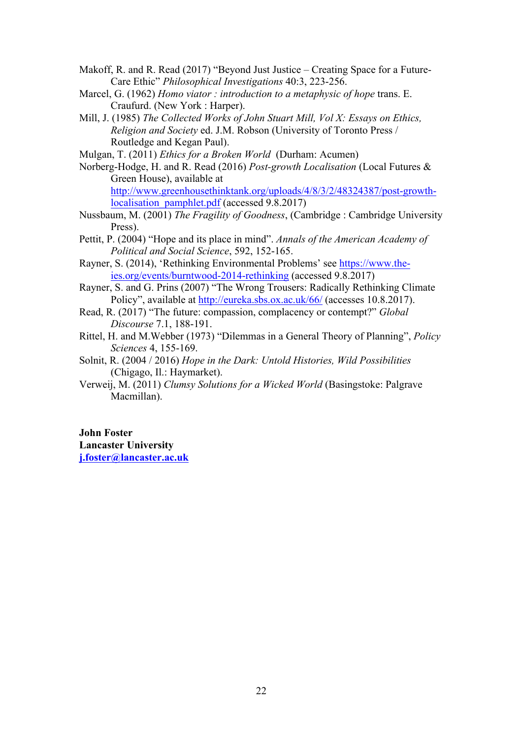Makoff, R. and R. Read (2017) "Beyond Just Justice – Creating Space for a Future-Care Ethic" *Philosophical Investigations* 40:3, 223-256.

Marcel, G. (1962) *Homo viator : introduction to a metaphysic of hope* trans. E. Craufurd. (New York : Harper).

Mill, J. (1985) *The Collected Works of John Stuart Mill, Vol X: Essays on Ethics, Religion and Society* ed. J.M. Robson (University of Toronto Press / Routledge and Kegan Paul).

Mulgan, T. (2011) *Ethics for a Broken World* (Durham: Acumen)

Norberg-Hodge, H. and R. Read (2016) *Post-growth Localisation* (Local Futures & Green House), available at http://www.greenhousethinktank.org/uploads/4/8/3/2/48324387/post-growth-localisation_pamphlet.pdf (accessed 9.8.2017)

Nussbaum, M. (2001) *The Fragility of Goodness*, (Cambridge : Cambridge University Press).

Pettit, P. (2004) "Hope and its place in mind". *Annals of the American Academy of Political and Social Science*, 592, 152-165.

Rayner, S. (2014), 'Rethinking Environmental Problems' see https://www.the-ies.org/events/burntwood-2014-rethinking (accessed 9.8.2017)

Rayner, S. and G. Prins (2007) "The Wrong Trousers: Radically Rethinking Climate Policy", available at http://eureka.sbs.ox.ac.uk/66/ (accesses 10.8.2017).

Read, R. (2017) "The future: compassion, complacency or contempt?" *Global Discourse* 7.1, 188-191.

Rittel, H. and M.Webber (1973) "Dilemmas in a General Theory of Planning", *Policy Sciences* 4, 155-169.

Solnit, R. (2004 / 2016) *Hope in the Dark: Untold Histories, Wild Possibilities* (Chigago, Il.: Haymarket).

Verweij, M. (2011) *Clumsy Solutions for a Wicked World* (Basingstoke: Palgrave Macmillan).

**John Foster**
**Lancaster University**
**j.foster@lancaster.ac.uk**